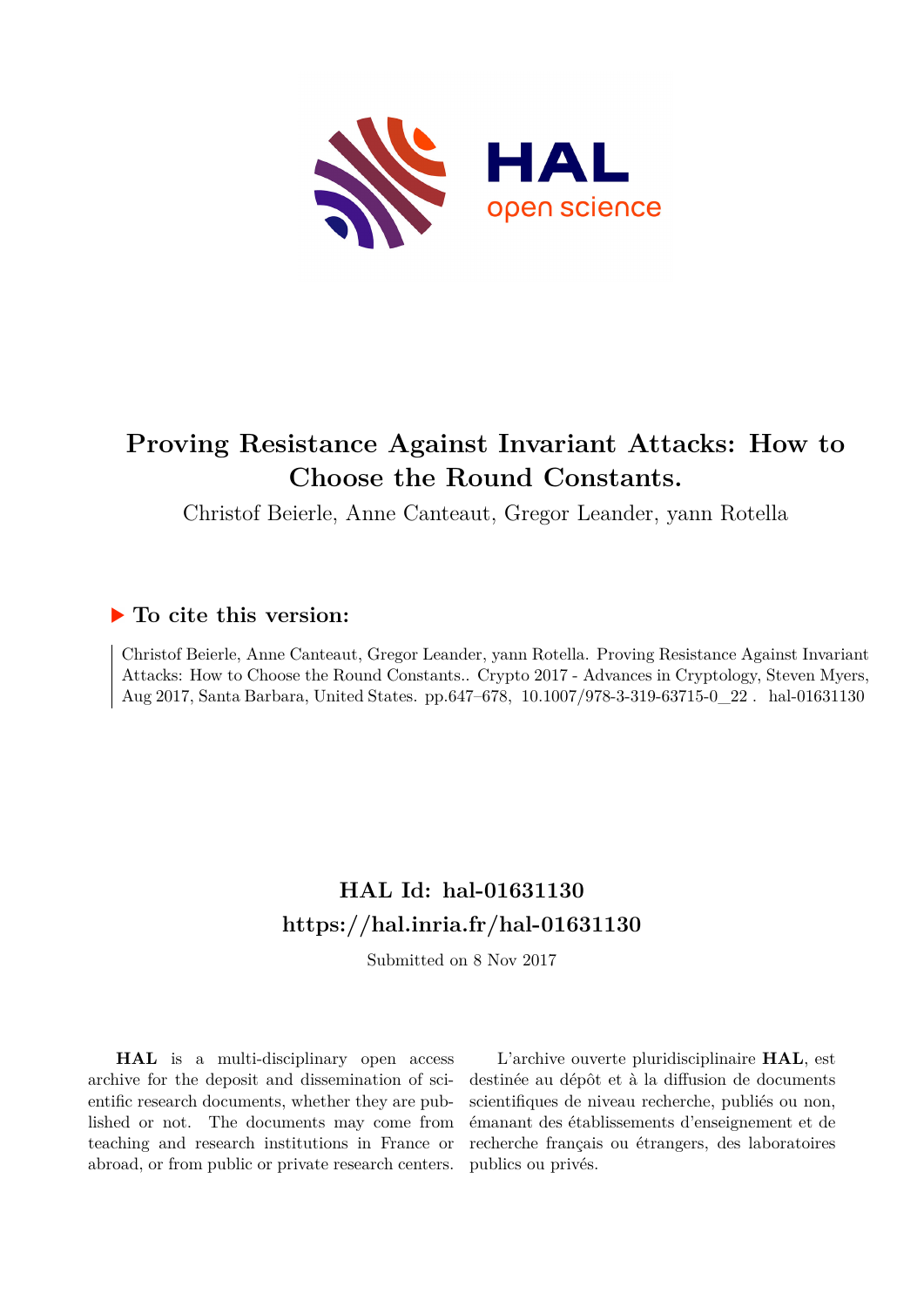# Proving Resistance Against Invariant Attacks: How to Choose the Round Constants.

Christof Beierle, Anne Canteaut, Gregor Leander, yann Rotella

## ▶ To cite this version:

Christof Beierle, Anne Canteaut, Gregor Leander, yann Rotella. Proving Resistance Against Invariant Attacks: How to Choose the Round Constants.. Crypto 2017 - Advances in Cryptology, Steven Myers, Aug 2017, Santa Barbara, United States. pp.647–678, 10.1007/978-3-319-63715-0_22 . hal-01631130

## HAL Id: hal-01631130
## https://hal.inria.fr/hal-01631130

Submitted on 8 Nov 2017

**HAL** is a multi-disciplinary open access archive for the deposit and dissemination of scientific research documents, whether they are published or not. The documents may come from teaching and research institutions in France or abroad, or from public or private research centers.

L'archive ouverte pluridisciplinaire **HAL**, est destinée au dépôt et à la diffusion de documents scientifiques de niveau recherche, publiés ou non, émanant des établissements d'enseignement et de recherche français ou étrangers, des laboratoires publics ou privés.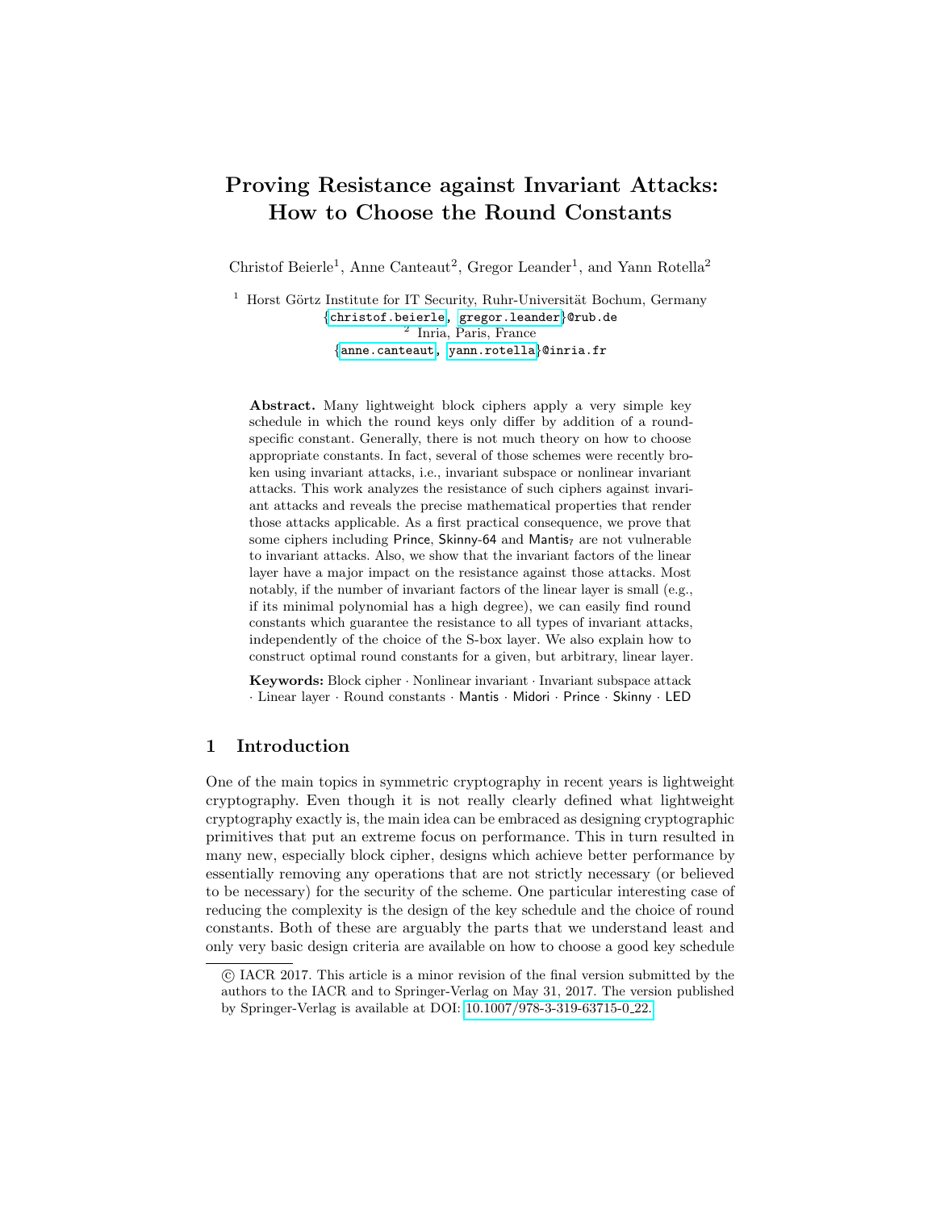# Proving Resistance against Invariant Attacks: How to Choose the Round Constants

Christof Beierle[1], Anne Canteaut[2], Gregor Leander[1], and Yann Rotella[2]

[1] Horst Görtz Institute for IT Security, Ruhr-Universität Bochum, Germany
{christof.beierle, gregor.leander}@rub.de
[2] Inria, Paris, France
{anne.canteaut, yann.rotella}@inria.fr

**Abstract.** Many lightweight block ciphers apply a very simple key schedule in which the round keys only differ by addition of a round-specific constant. Generally, there is not much theory on how to choose appropriate constants. In fact, several of those schemes were recently broken using invariant attacks, i.e., invariant subspace or nonlinear invariant attacks. This work analyzes the resistance of such ciphers against invariant attacks and reveals the precise mathematical properties that render those attacks applicable. As a first practical consequence, we prove that some ciphers including Prince, Skinny-64 and $\text{Mantis}_7$ are not vulnerable to invariant attacks. Also, we show that the invariant factors of the linear layer have a major impact on the resistance against those attacks. Most notably, if the number of invariant factors of the linear layer is small (e.g., if its minimal polynomial has a high degree), we can easily find round constants which guarantee the resistance to all types of invariant attacks, independently of the choice of the S-box layer. We also explain how to construct optimal round constants for a given, but arbitrary, linear layer.

**Keywords:** Block cipher · Nonlinear invariant · Invariant subspace attack · Linear layer · Round constants · Mantis · Midori · Prince · Skinny · LED

## 1 Introduction

One of the main topics in symmetric cryptography in recent years is lightweight cryptography. Even though it is not really clearly defined what lightweight cryptography exactly is, the main idea can be embraced as designing cryptographic primitives that put an extreme focus on performance. This in turn resulted in many new, especially block cipher, designs which achieve better performance by essentially removing any operations that are not strictly necessary (or believed to be necessary) for the security of the scheme. One particular interesting case of reducing the complexity is the design of the key schedule and the choice of round constants. Both of these are arguably the parts that we understand least and only very basic design criteria are available on how to choose a good key schedule

© IACR 2017. This article is a minor revision of the final version submitted by the authors to the IACR and to Springer-Verlag on May 31, 2017. The version published by Springer-Verlag is available at DOI: 10.1007/978-3-319-63715-0_22.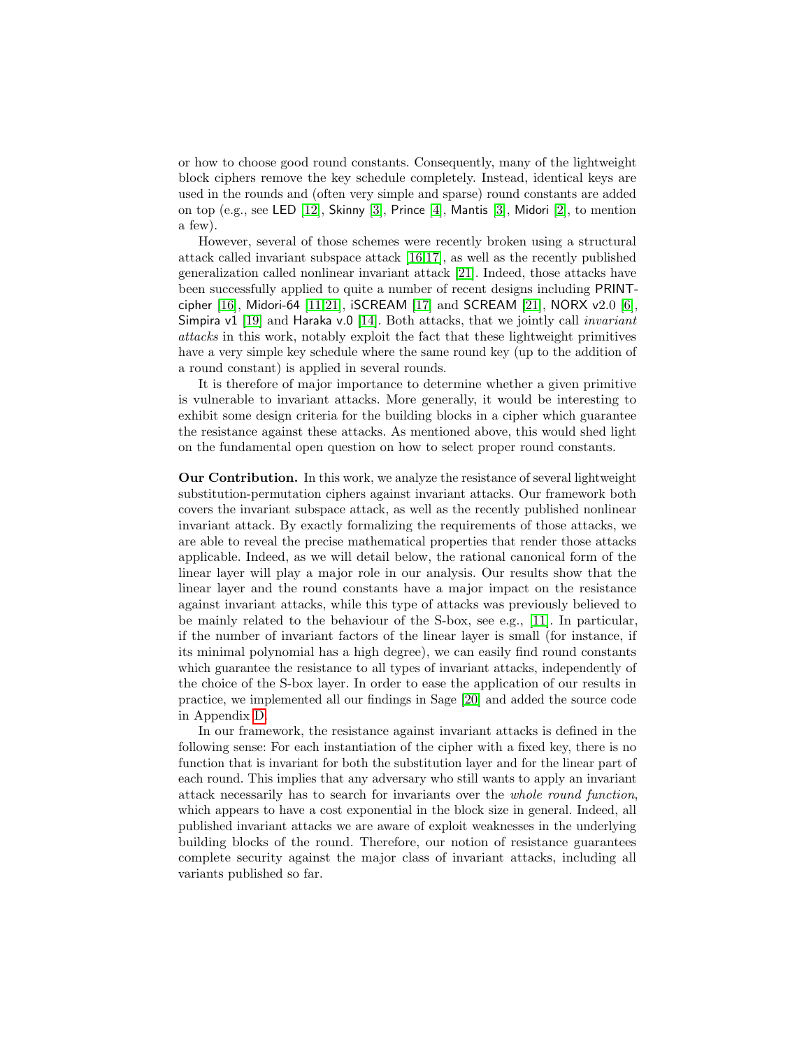or how to choose good round constants. Consequently, many of the lightweight block ciphers remove the key schedule completely. Instead, identical keys are used in the rounds and (often very simple and sparse) round constants are added on top (e.g., see LED [12], Skinny [3], Prince [4], Mantis [3], Midori [2], to mention a few).

However, several of those schemes were recently broken using a structural attack called invariant subspace attack [16,17], as well as the recently published generalization called nonlinear invariant attack [21]. Indeed, those attacks have been successfully applied to quite a number of recent designs including PRINTcipher [16], Midori-64 [11,21], iSCREAM [17] and SCREAM [21], NORX v2.0 [6], Simpira v1 [19] and Haraka v.0 [14]. Both attacks, that we jointly call *invariant attacks* in this work, notably exploit the fact that these lightweight primitives have a very simple key schedule where the same round key (up to the addition of a round constant) is applied in several rounds.

It is therefore of major importance to determine whether a given primitive is vulnerable to invariant attacks. More generally, it would be interesting to exhibit some design criteria for the building blocks in a cipher which guarantee the resistance against these attacks. As mentioned above, this would shed light on the fundamental open question on how to select proper round constants.

**Our Contribution.** In this work, we analyze the resistance of several lightweight substitution-permutation ciphers against invariant attacks. Our framework both covers the invariant subspace attack, as well as the recently published nonlinear invariant attack. By exactly formalizing the requirements of those attacks, we are able to reveal the precise mathematical properties that render those attacks applicable. Indeed, as we will detail below, the rational canonical form of the linear layer will play a major role in our analysis. Our results show that the linear layer and the round constants have a major impact on the resistance against invariant attacks, while this type of attacks was previously believed to be mainly related to the behaviour of the S-box, see e.g., [11]. In particular, if the number of invariant factors of the linear layer is small (for instance, if its minimal polynomial has a high degree), we can easily find round constants which guarantee the resistance to all types of invariant attacks, independently of the choice of the S-box layer. In order to ease the application of our results in practice, we implemented all our findings in Sage [20] and added the source code in Appendix D.

In our framework, the resistance against invariant attacks is defined in the following sense: For each instantiation of the cipher with a fixed key, there is no function that is invariant for both the substitution layer and for the linear part of each round. This implies that any adversary who still wants to apply an invariant attack necessarily has to search for invariants over the *whole round function*, which appears to have a cost exponential in the block size in general. Indeed, all published invariant attacks we are aware of exploit weaknesses in the underlying building blocks of the round. Therefore, our notion of resistance guarantees complete security against the major class of invariant attacks, including all variants published so far.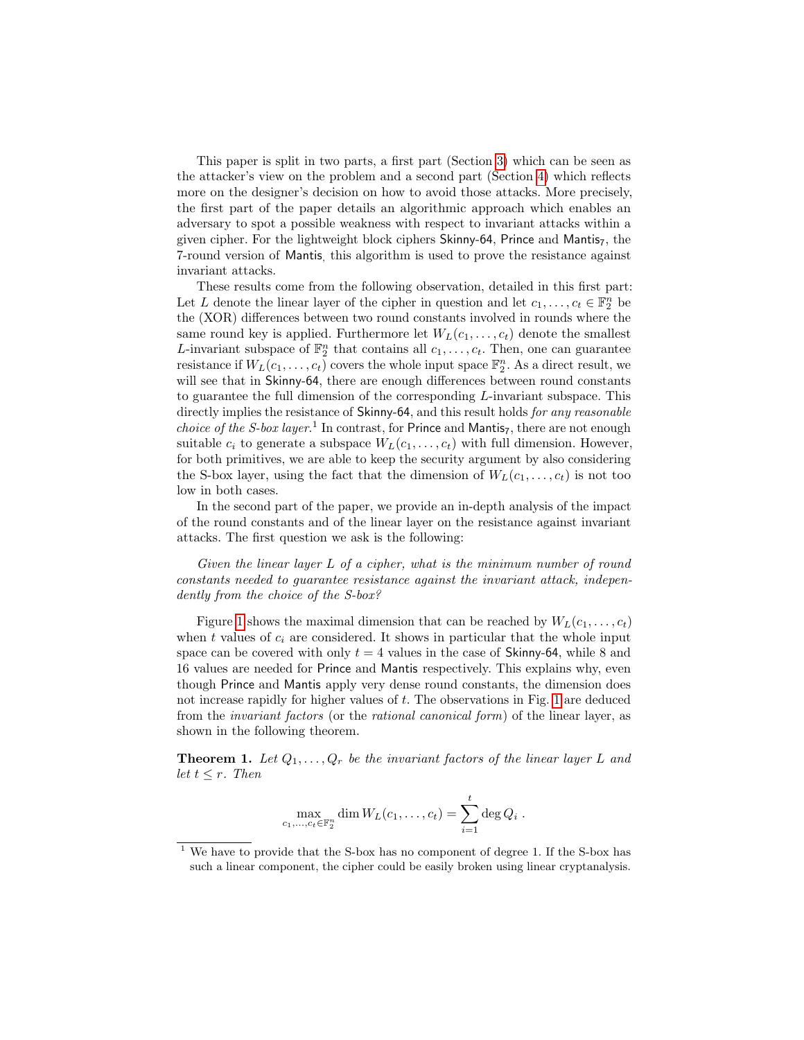This paper is split in two parts, a first part (Section 3) which can be seen as the attacker's view on the problem and a second part (Section 4) which reflects more on the designer's decision on how to avoid those attacks. More precisely, the first part of the paper details an algorithmic approach which enables an adversary to spot a possible weakness with respect to invariant attacks within a given cipher. For the lightweight block ciphers Skinny-64, Prince and $\mathsf{Mantis}_7$, the 7-round version of Mantis, this algorithm is used to prove the resistance against invariant attacks.

These results come from the following observation, detailed in this first part: Let $L$ denote the linear layer of the cipher in question and let $c_1, \ldots, c_t \in \mathbb{F}_2^n$ be the (XOR) differences between two round constants involved in rounds where the same round key is applied. Furthermore let $W_L(c_1, \ldots, c_t)$ denote the smallest $L$-invariant subspace of $\mathbb{F}_2^n$ that contains all $c_1, \ldots, c_t$. Then, one can guarantee resistance if $W_L(c_1, \ldots, c_t)$ covers the whole input space $\mathbb{F}_2^n$. As a direct result, we will see that in Skinny-64, there are enough differences between round constants to guarantee the full dimension of the corresponding $L$-invariant subspace. This directly implies the resistance of Skinny-64, and this result holds *for any reasonable choice of the S-box layer.*[1] In contrast, for Prince and $\mathsf{Mantis}_7$, there are not enough suitable $c_i$ to generate a subspace $W_L(c_1, \ldots, c_t)$ with full dimension. However, for both primitives, we are able to keep the security argument by also considering the S-box layer, using the fact that the dimension of $W_L(c_1, \ldots, c_t)$ is not too low in both cases.

In the second part of the paper, we provide an in-depth analysis of the impact of the round constants and of the linear layer on the resistance against invariant attacks. The first question we ask is the following:

*Given the linear layer $L$ of a cipher, what is the minimum number of round constants needed to guarantee resistance against the invariant attack, independently from the choice of the S-box?*

Figure 1 shows the maximal dimension that can be reached by $W_L(c_1, \ldots, c_t)$ when $t$ values of $c_i$ are considered. It shows in particular that the whole input space can be covered with only $t = 4$ values in the case of Skinny-64, while 8 and 16 values are needed for Prince and Mantis respectively. This explains why, even though Prince and Mantis apply very dense round constants, the dimension does not increase rapidly for higher values of $t$. The observations in Fig. 1 are deduced from the *invariant factors* (or the *rational canonical form*) of the linear layer, as shown in the following theorem.

**Theorem 1.** *Let $Q_1, \ldots, Q_r$ be the invariant factors of the linear layer $L$ and let $t \leq r$. Then*

$$\max_{c_1, \ldots, c_t \in \mathbb{F}_2^n} \dim W_L(c_1, \ldots, c_t) = \sum_{i=1}^{t} \deg Q_i \, .$$

[1] We have to provide that the S-box has no component of degree 1. If the S-box has such a linear component, the cipher could be easily broken using linear cryptanalysis.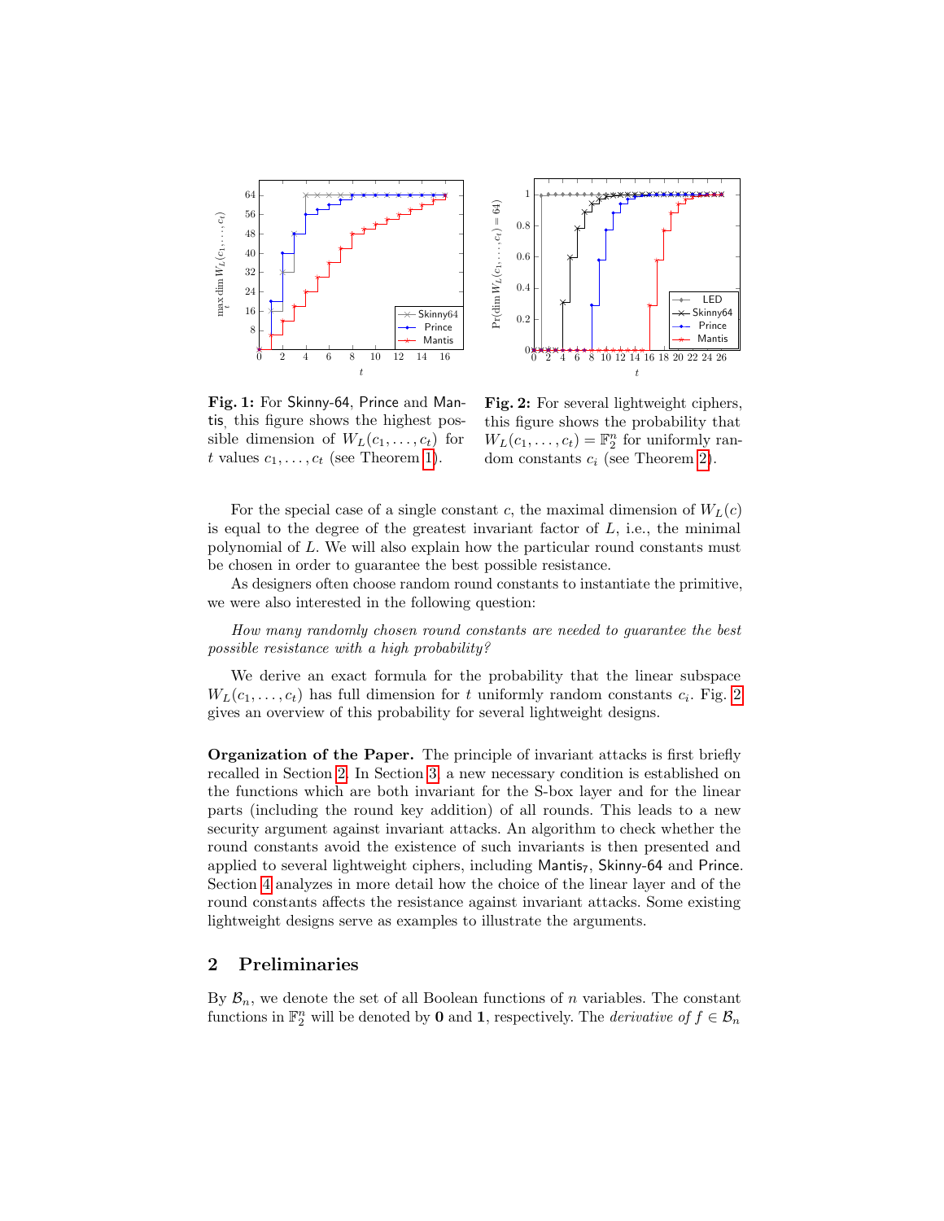**Fig. 1:** For Skinny-64, Prince and Mantis, this figure shows the highest possible dimension of $W_L(c_1, \ldots, c_t)$ for $t$ values $c_1, \ldots, c_t$ (see Theorem 1).

**Fig. 2:** For several lightweight ciphers, this figure shows the probability that $W_L(c_1, \ldots, c_t) = \mathbb{F}_2^n$ for uniformly random constants $c_i$ (see Theorem 2).

For the special case of a single constant $c$, the maximal dimension of $W_L(c)$ is equal to the degree of the greatest invariant factor of $L$, i.e., the minimal polynomial of $L$. We will also explain how the particular round constants must be chosen in order to guarantee the best possible resistance.

As designers often choose random round constants to instantiate the primitive, we were also interested in the following question:

*How many randomly chosen round constants are needed to guarantee the best possible resistance with a high probability?*

We derive an exact formula for the probability that the linear subspace $W_L(c_1, \ldots, c_t)$ has full dimension for $t$ uniformly random constants $c_i$. Fig. 2 gives an overview of this probability for several lightweight designs.

**Organization of the Paper.** The principle of invariant attacks is first briefly recalled in Section 2. In Section 3, a new necessary condition is established on the functions which are both invariant for the S-box layer and for the linear parts (including the round key addition) of all rounds. This leads to a new security argument against invariant attacks. An algorithm to check whether the round constants avoid the existence of such invariants is then presented and applied to several lightweight ciphers, including Mantis$_7$, Skinny-64 and Prince. Section 4 analyzes in more detail how the choice of the linear layer and of the round constants affects the resistance against invariant attacks. Some existing lightweight designs serve as examples to illustrate the arguments.

## 2 Preliminaries

By $\mathcal{B}_n$, we denote the set of all Boolean functions of $n$ variables. The constant functions in $\mathbb{F}_2^n$ will be denoted by $\mathbf{0}$ and $\mathbf{1}$, respectively. The *derivative of* $f \in \mathcal{B}_n$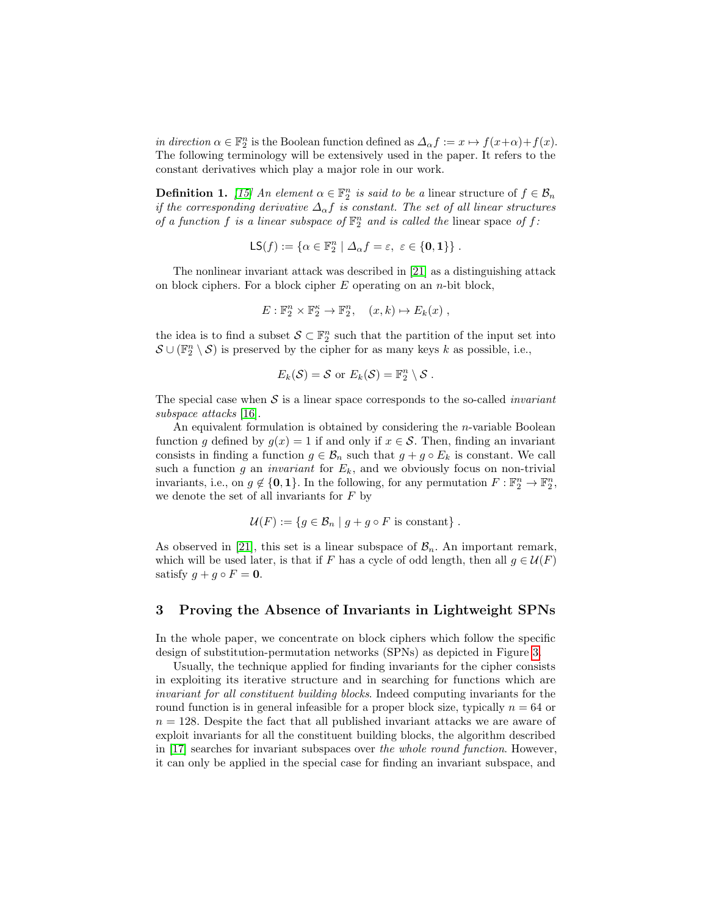*in direction* $\alpha \in \mathbb{F}_2^n$ is the Boolean function defined as $\Delta_\alpha f := x \mapsto f(x+\alpha)+f(x)$. The following terminology will be extensively used in the paper. It refers to the constant derivatives which play a major role in our work.

**Definition 1.** *[15] An element* $\alpha \in \mathbb{F}_2^n$ *is said to be a* linear structure *of* $f \in \mathcal{B}_n$ *if the corresponding derivative* $\Delta_\alpha f$ *is constant. The set of all linear structures of a function* $f$ *is a linear subspace of* $\mathbb{F}_2^n$ *and is called the* linear space *of* $f$*:*

$$\mathsf{LS}(f) := \{\alpha \in \mathbb{F}_2^n \mid \Delta_\alpha f = \varepsilon,\ \varepsilon \in \{\mathbf{0}, \mathbf{1}\}\} .$$

The nonlinear invariant attack was described in [21] as a distinguishing attack on block ciphers. For a block cipher $E$ operating on an $n$-bit block,

$$E : \mathbb{F}_2^n \times \mathbb{F}_2^\kappa \to \mathbb{F}_2^n, \quad (x, k) \mapsto E_k(x) ,$$

the idea is to find a subset $\mathcal{S} \subset \mathbb{F}_2^n$ such that the partition of the input set into $\mathcal{S} \cup (\mathbb{F}_2^n \setminus \mathcal{S})$ is preserved by the cipher for as many keys $k$ as possible, i.e.,

$$E_k(\mathcal{S}) = \mathcal{S} \text{ or } E_k(\mathcal{S}) = \mathbb{F}_2^n \setminus \mathcal{S} .$$

The special case when $\mathcal{S}$ is a linear space corresponds to the so-called *invariant subspace attacks* [16].

An equivalent formulation is obtained by considering the $n$-variable Boolean function $g$ defined by $g(x) = 1$ if and only if $x \in \mathcal{S}$. Then, finding an invariant consists in finding a function $g \in \mathcal{B}_n$ such that $g + g \circ E_k$ is constant. We call such a function $g$ an *invariant* for $E_k$, and we obviously focus on non-trivial invariants, i.e., on $g \notin \{\mathbf{0}, \mathbf{1}\}$. In the following, for any permutation $F : \mathbb{F}_2^n \to \mathbb{F}_2^n$, we denote the set of all invariants for $F$ by

$$\mathcal{U}(F) := \{g \in \mathcal{B}_n \mid g + g \circ F \text{ is constant}\} .$$

As observed in [21], this set is a linear subspace of $\mathcal{B}_n$. An important remark, which will be used later, is that if $F$ has a cycle of odd length, then all $g \in \mathcal{U}(F)$ satisfy $g + g \circ F = \mathbf{0}$.

## 3 Proving the Absence of Invariants in Lightweight SPNs

In the whole paper, we concentrate on block ciphers which follow the specific design of substitution-permutation networks (SPNs) as depicted in Figure 3.

Usually, the technique applied for finding invariants for the cipher consists in exploiting its iterative structure and in searching for functions which are *invariant for all constituent building blocks*. Indeed computing invariants for the round function is in general infeasible for a proper block size, typically $n = 64$ or $n = 128$. Despite the fact that all published invariant attacks we are aware of exploit invariants for all the constituent building blocks, the algorithm described in [17] searches for invariant subspaces over *the whole round function*. However, it can only be applied in the special case for finding an invariant subspace, and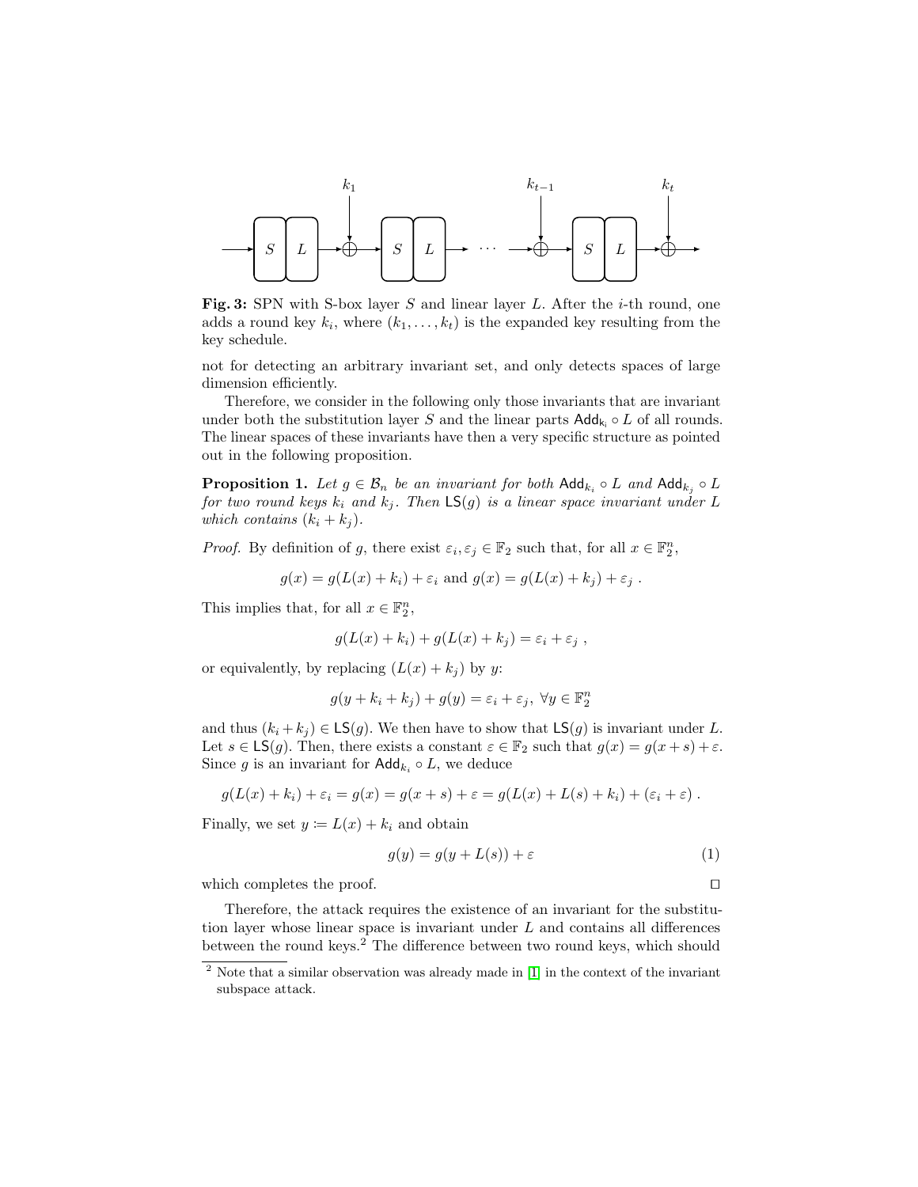**Fig. 3:** SPN with S-box layer $S$ and linear layer $L$. After the $i$-th round, one adds a round key $k_i$, where $(k_1, \ldots, k_t)$ is the expanded key resulting from the key schedule.

not for detecting an arbitrary invariant set, and only detects spaces of large dimension efficiently.

Therefore, we consider in the following only those invariants that are invariant under both the substitution layer $S$ and the linear parts $\mathsf{Add}_{k_i} \circ L$ of all rounds. The linear spaces of these invariants have then a very specific structure as pointed out in the following proposition.

**Proposition 1.** *Let $g \in \mathcal{B}_n$ be an invariant for both $\mathsf{Add}_{k_i} \circ L$ and $\mathsf{Add}_{k_j} \circ L$ for two round keys $k_i$ and $k_j$. Then $\mathsf{LS}(g)$ is a linear space invariant under $L$ which contains $(k_i + k_j)$.*

*Proof.* By definition of $g$, there exist $\varepsilon_i, \varepsilon_j \in \mathbb{F}_2$ such that, for all $x \in \mathbb{F}_2^n$,

$$g(x) = g(L(x) + k_i) + \varepsilon_i \text{ and } g(x) = g(L(x) + k_j) + \varepsilon_j \ .$$

This implies that, for all $x \in \mathbb{F}_2^n$,

$$g(L(x) + k_i) + g(L(x) + k_j) = \varepsilon_i + \varepsilon_j \ ,$$

or equivalently, by replacing $(L(x) + k_j)$ by $y$:

$$g(y + k_i + k_j) + g(y) = \varepsilon_i + \varepsilon_j, \ \forall y \in \mathbb{F}_2^n$$

and thus $(k_i + k_j) \in \mathsf{LS}(g)$. We then have to show that $\mathsf{LS}(g)$ is invariant under $L$. Let $s \in \mathsf{LS}(g)$. Then, there exists a constant $\varepsilon \in \mathbb{F}_2$ such that $g(x) = g(x + s) + \varepsilon$. Since $g$ is an invariant for $\mathsf{Add}_{k_i} \circ L$, we deduce

$$g(L(x) + k_i) + \varepsilon_i = g(x) = g(x + s) + \varepsilon = g(L(x) + L(s) + k_i) + (\varepsilon_i + \varepsilon) \ .$$

Finally, we set $y \coloneqq L(x) + k_i$ and obtain

$$g(y) = g(y + L(s)) + \varepsilon \tag{1}$$

which completes the proof. $\square$

Therefore, the attack requires the existence of an invariant for the substitution layer whose linear space is invariant under $L$ and contains all differences between the round keys.[2] The difference between two round keys, which should

[2] Note that a similar observation was already made in [1] in the context of the invariant subspace attack.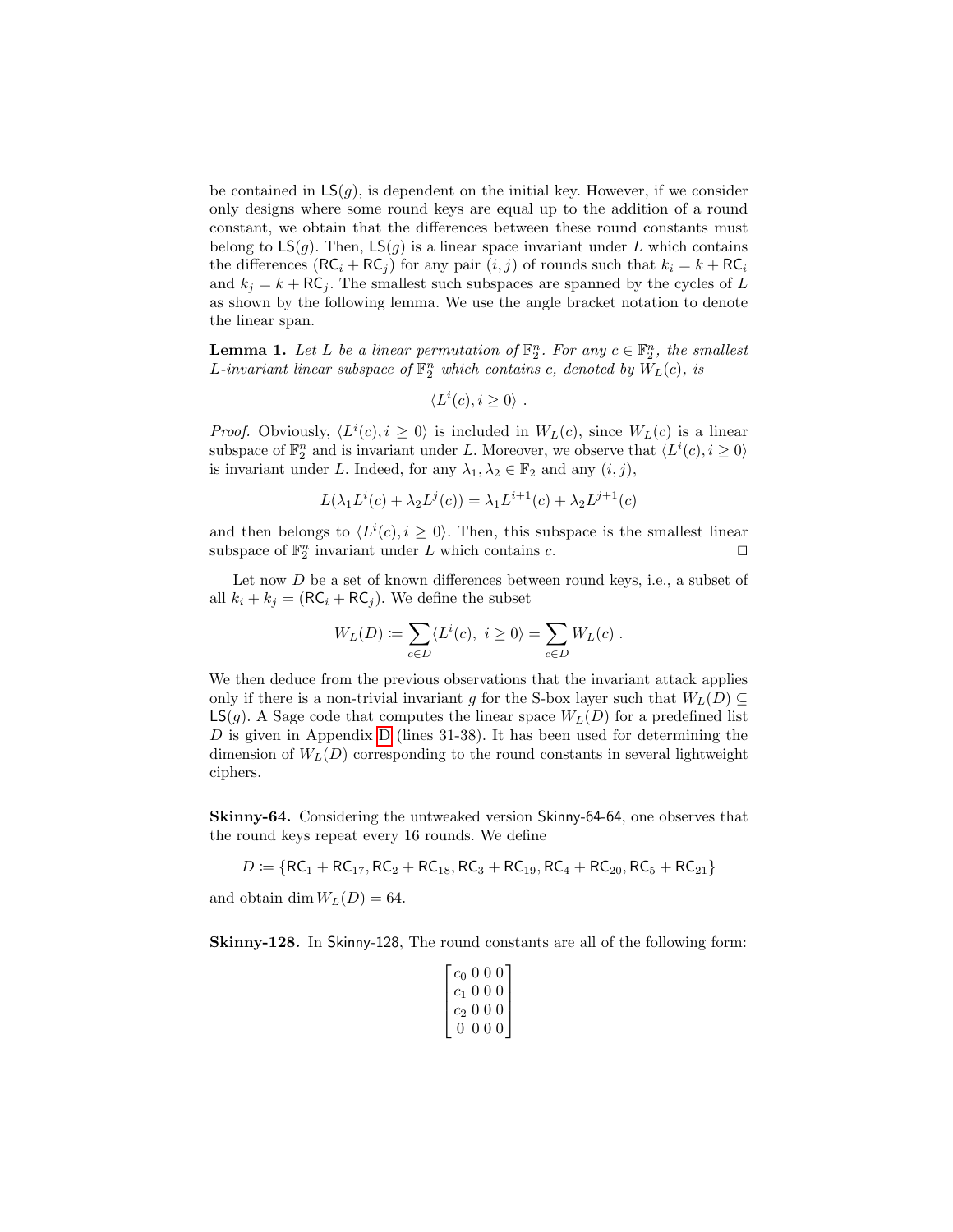be contained in $\mathsf{LS}(g)$, is dependent on the initial key. However, if we consider only designs where some round keys are equal up to the addition of a round constant, we obtain that the differences between these round constants must belong to $\mathsf{LS}(g)$. Then, $\mathsf{LS}(g)$ is a linear space invariant under $L$ which contains the differences $(\mathsf{RC}_i + \mathsf{RC}_j)$ for any pair $(i, j)$ of rounds such that $k_i = k + \mathsf{RC}_i$ and $k_j = k + \mathsf{RC}_j$. The smallest such subspaces are spanned by the cycles of $L$ as shown by the following lemma. We use the angle bracket notation to denote the linear span.

**Lemma 1.** *Let $L$ be a linear permutation of $\mathbb{F}_2^n$. For any $c \in \mathbb{F}_2^n$, the smallest $L$-invariant linear subspace of $\mathbb{F}_2^n$ which contains $c$, denoted by $W_L(c)$, is*

$$\langle L^i(c), i \geq 0 \rangle \ .$$

*Proof.* Obviously, $\langle L^i(c), i \geq 0\rangle$ is included in $W_L(c)$, since $W_L(c)$ is a linear subspace of $\mathbb{F}_2^n$ and is invariant under $L$. Moreover, we observe that $\langle L^i(c), i \geq 0\rangle$ is invariant under $L$. Indeed, for any $\lambda_1, \lambda_2 \in \mathbb{F}_2$ and any $(i, j)$,

$$L(\lambda_1 L^i(c) + \lambda_2 L^j(c)) = \lambda_1 L^{i+1}(c) + \lambda_2 L^{j+1}(c)$$

and then belongs to $\langle L^i(c), i \geq 0\rangle$. Then, this subspace is the smallest linear subspace of $\mathbb{F}_2^n$ invariant under $L$ which contains $c$. ☐

Let now $D$ be a set of known differences between round keys, i.e., a subset of all $k_i + k_j = (\mathsf{RC}_i + \mathsf{RC}_j)$. We define the subset

$$W_L(D) \coloneqq \sum_{c \in D} \langle L^i(c),\ i \geq 0\rangle = \sum_{c \in D} W_L(c) \ .$$

We then deduce from the previous observations that the invariant attack applies only if there is a non-trivial invariant $g$ for the S-box layer such that $W_L(D) \subseteq \mathsf{LS}(g)$. A Sage code that computes the linear space $W_L(D)$ for a predefined list $D$ is given in Appendix D (lines 31-38). It has been used for determining the dimension of $W_L(D)$ corresponding to the round constants in several lightweight ciphers.

**Skinny-64.** Considering the untweaked version Skinny-64-64, one observes that the round keys repeat every 16 rounds. We define

$$D \coloneqq \{\mathsf{RC}_1 + \mathsf{RC}_{17}, \mathsf{RC}_2 + \mathsf{RC}_{18}, \mathsf{RC}_3 + \mathsf{RC}_{19}, \mathsf{RC}_4 + \mathsf{RC}_{20}, \mathsf{RC}_5 + \mathsf{RC}_{21}\}$$

and obtain $\dim W_L(D) = 64$.

**Skinny-128.** In Skinny-128, The round constants are all of the following form:

$$\begin{bmatrix} c_0 & 0 & 0 & 0 \\ c_1 & 0 & 0 & 0 \\ c_2 & 0 & 0 & 0 \\ 0 & 0 & 0 & 0 \end{bmatrix}$$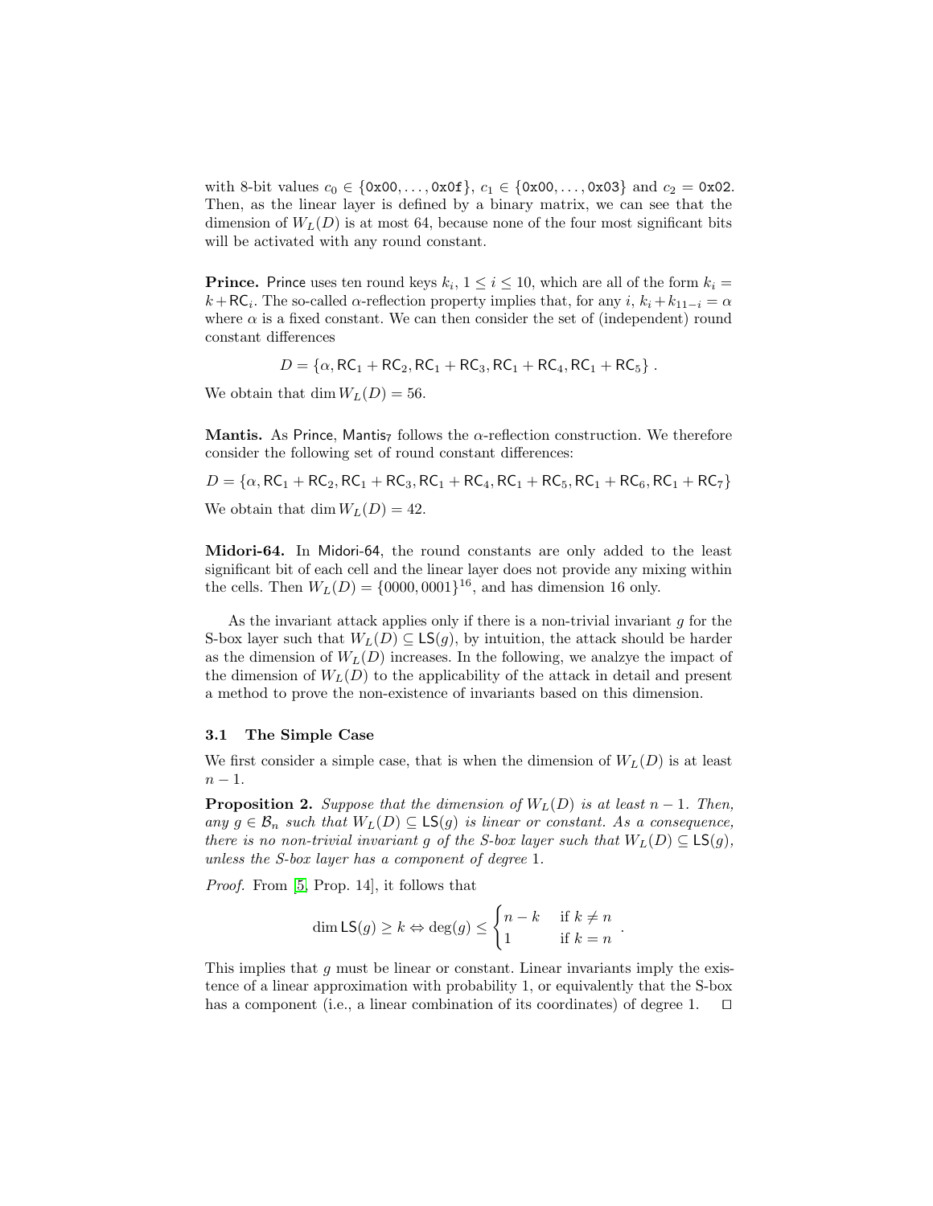with 8-bit values $c_0 \in \{\texttt{0x00}, \ldots, \texttt{0x0f}\}$, $c_1 \in \{\texttt{0x00}, \ldots, \texttt{0x03}\}$ and $c_2 = \texttt{0x02}$. Then, as the linear layer is defined by a binary matrix, we can see that the dimension of $W_L(D)$ is at most 64, because none of the four most significant bits will be activated with any round constant.

**Prince.** Prince uses ten round keys $k_i$, $1 \leq i \leq 10$, which are all of the form $k_i = k + \mathsf{RC}_i$. The so-called $\alpha$-reflection property implies that, for any $i$, $k_i + k_{11-i} = \alpha$ where $\alpha$ is a fixed constant. We can then consider the set of (independent) round constant differences

$$D = \{\alpha, \mathsf{RC}_1 + \mathsf{RC}_2, \mathsf{RC}_1 + \mathsf{RC}_3, \mathsf{RC}_1 + \mathsf{RC}_4, \mathsf{RC}_1 + \mathsf{RC}_5\} .$$

We obtain that $\dim W_L(D) = 56$.

**Mantis.** As Prince, $\mathsf{Mantis}_7$ follows the $\alpha$-reflection construction. We therefore consider the following set of round constant differences:

$$D = \{\alpha, \mathsf{RC}_1 + \mathsf{RC}_2, \mathsf{RC}_1 + \mathsf{RC}_3, \mathsf{RC}_1 + \mathsf{RC}_4, \mathsf{RC}_1 + \mathsf{RC}_5, \mathsf{RC}_1 + \mathsf{RC}_6, \mathsf{RC}_1 + \mathsf{RC}_7\}$$

We obtain that $\dim W_L(D) = 42$.

**Midori-64.** In Midori-64, the round constants are only added to the least significant bit of each cell and the linear layer does not provide any mixing within the cells. Then $W_L(D) = \{0000, 0001\}^{16}$, and has dimension 16 only.

As the invariant attack applies only if there is a non-trivial invariant $g$ for the S-box layer such that $W_L(D) \subseteq \mathsf{LS}(g)$, by intuition, the attack should be harder as the dimension of $W_L(D)$ increases. In the following, we analzye the impact of the dimension of $W_L(D)$ to the applicability of the attack in detail and present a method to prove the non-existence of invariants based on this dimension.

### 3.1 The Simple Case

We first consider a simple case, that is when the dimension of $W_L(D)$ is at least $n - 1$.

**Proposition 2.** *Suppose that the dimension of $W_L(D)$ is at least $n-1$. Then, any $g \in \mathcal{B}_n$ such that $W_L(D) \subseteq \mathsf{LS}(g)$ is linear or constant. As a consequence, there is no non-trivial invariant $g$ of the S-box layer such that $W_L(D) \subseteq \mathsf{LS}(g)$, unless the S-box layer has a component of degree 1.*

*Proof.* From [5, Prop. 14], it follows that

$$\dim \mathsf{LS}(g) \geq k \Leftrightarrow \deg(g) \leq \begin{cases} n-k & \text{if } k \neq n \\ 1 & \text{if } k = n \end{cases} .$$

This implies that $g$ must be linear or constant. Linear invariants imply the existence of a linear approximation with probability 1, or equivalently that the S-box has a component (i.e., a linear combination of its coordinates) of degree 1. ◻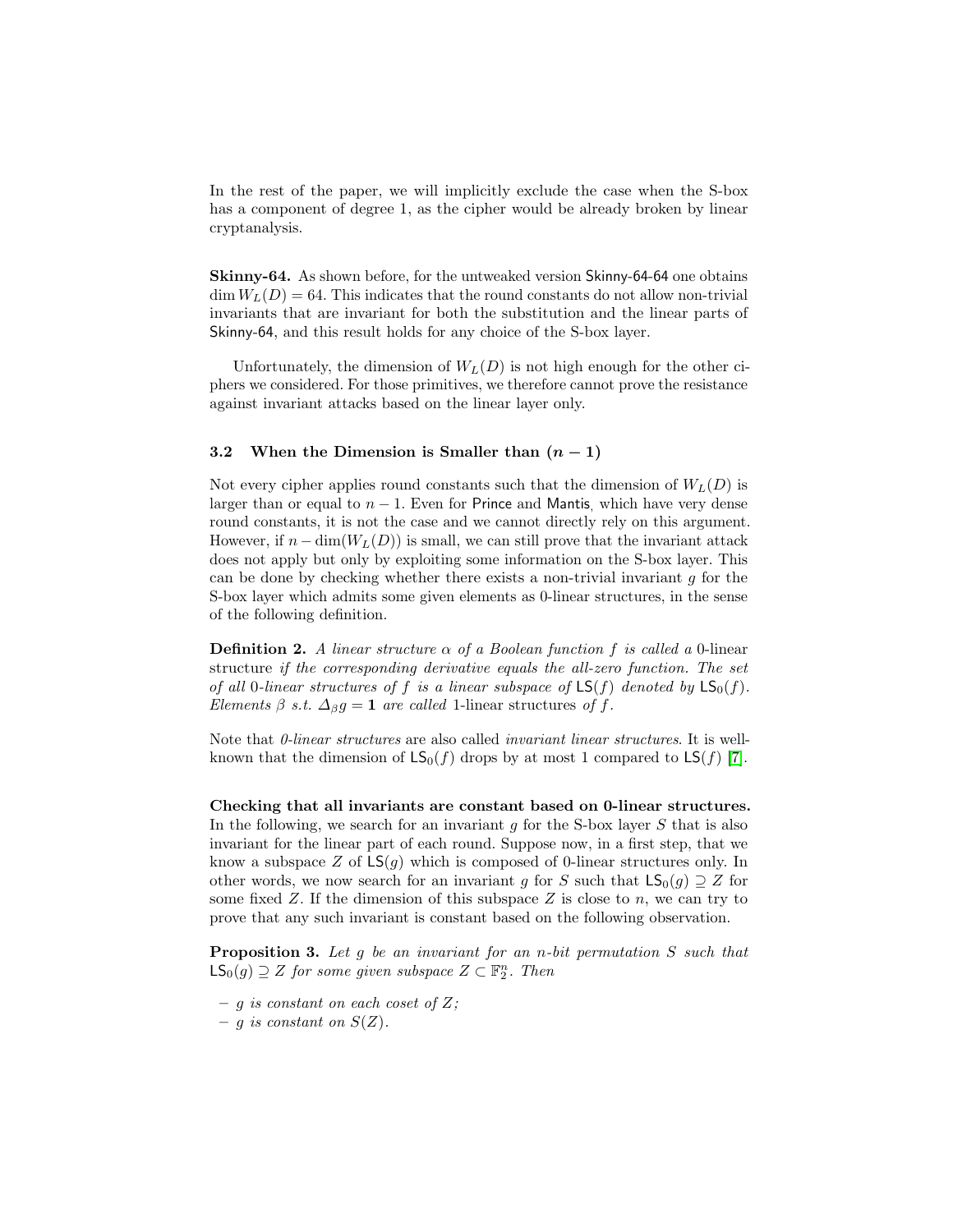In the rest of the paper, we will implicitly exclude the case when the S-box has a component of degree 1, as the cipher would be already broken by linear cryptanalysis.

**Skinny-64.** As shown before, for the untweaked version Skinny-64-64 one obtains $\dim W_L(D) = 64$. This indicates that the round constants do not allow non-trivial invariants that are invariant for both the substitution and the linear parts of Skinny-64, and this result holds for any choice of the S-box layer.

Unfortunately, the dimension of $W_L(D)$ is not high enough for the other ciphers we considered. For those primitives, we therefore cannot prove the resistance against invariant attacks based on the linear layer only.

### 3.2 When the Dimension is Smaller than $(n-1)$

Not every cipher applies round constants such that the dimension of $W_L(D)$ is larger than or equal to $n-1$. Even for Prince and Mantis, which have very dense round constants, it is not the case and we cannot directly rely on this argument. However, if $n - \dim(W_L(D))$ is small, we can still prove that the invariant attack does not apply but only by exploiting some information on the S-box layer. This can be done by checking whether there exists a non-trivial invariant $g$ for the S-box layer which admits some given elements as 0-linear structures, in the sense of the following definition.

**Definition 2.** *A linear structure $\alpha$ of a Boolean function $f$ is called a* 0-linear structure *if the corresponding derivative equals the all-zero function. The set of all* 0*-linear structures of $f$ is a linear subspace of $\mathsf{LS}(f)$ denoted by $\mathsf{LS}_0(f)$. Elements $\beta$ s.t. $\Delta_\beta g = \mathbf{1}$ are called* 1-linear structures *of $f$.*

Note that *0-linear structures* are also called *invariant linear structures*. It is well-known that the dimension of $\mathsf{LS}_0(f)$ drops by at most 1 compared to $\mathsf{LS}(f)$ [7].

**Checking that all invariants are constant based on 0-linear structures.** In the following, we search for an invariant $g$ for the S-box layer $S$ that is also invariant for the linear part of each round. Suppose now, in a first step, that we know a subspace $Z$ of $\mathsf{LS}(g)$ which is composed of 0-linear structures only. In other words, we now search for an invariant $g$ for $S$ such that $\mathsf{LS}_0(g) \supseteq Z$ for some fixed $Z$. If the dimension of this subspace $Z$ is close to $n$, we can try to prove that any such invariant is constant based on the following observation.

**Proposition 3.** *Let $g$ be an invariant for an $n$-bit permutation $S$ such that $\mathsf{LS}_0(g) \supseteq Z$ for some given subspace $Z \subset \mathbb{F}_2^n$. Then*

- *$g$ is constant on each coset of $Z$;*
- *$g$ is constant on $S(Z)$.*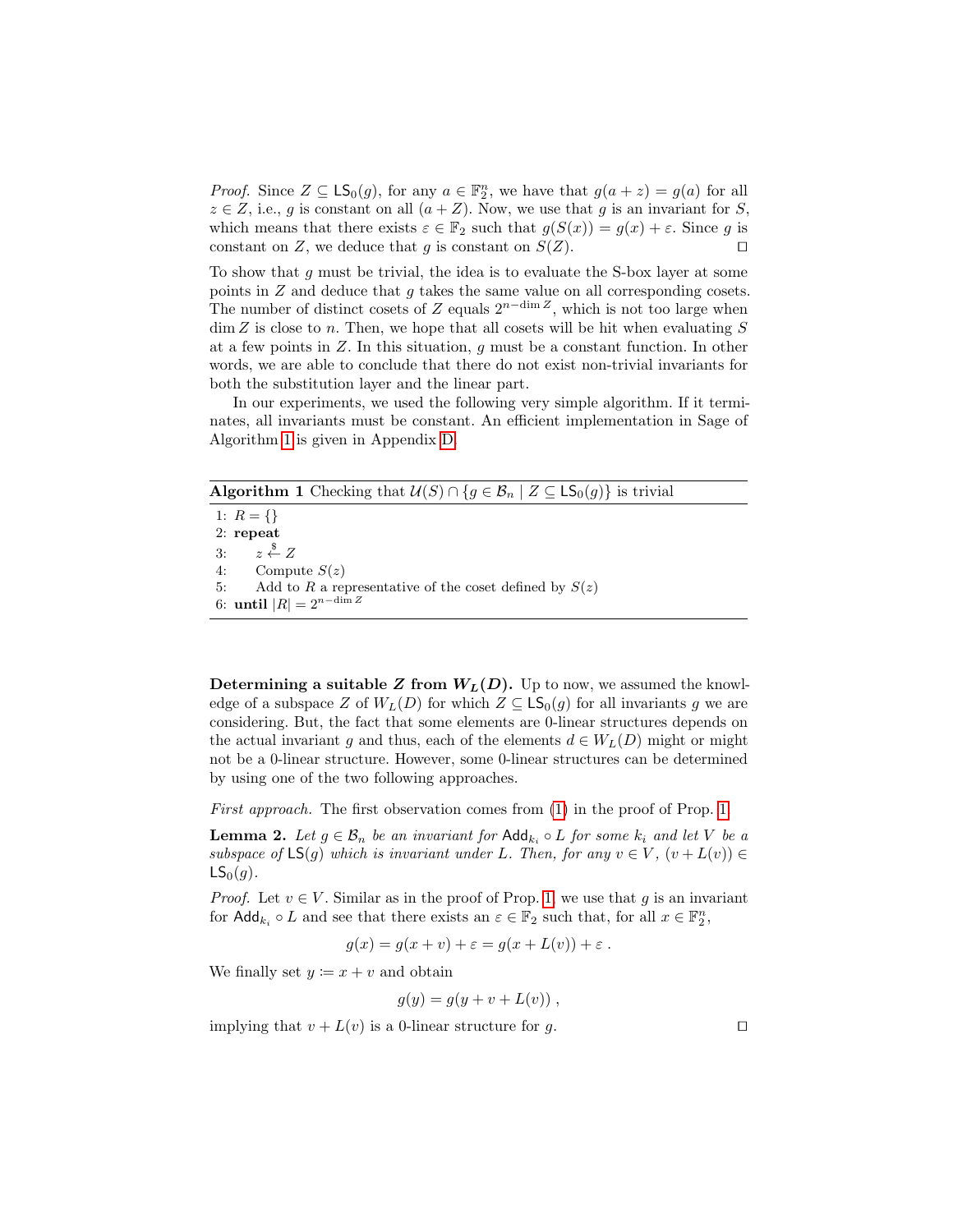*Proof.* Since $Z \subseteq \mathsf{LS}_0(g)$, for any $a \in \mathbb{F}_2^n$, we have that $g(a+z) = g(a)$ for all $z \in Z$, i.e., $g$ is constant on all $(a+Z)$. Now, we use that $g$ is an invariant for $S$, which means that there exists $\varepsilon \in \mathbb{F}_2$ such that $g(S(x)) = g(x) + \varepsilon$. Since $g$ is constant on $Z$, we deduce that $g$ is constant on $S(Z)$. ◻

To show that $g$ must be trivial, the idea is to evaluate the S-box layer at some points in $Z$ and deduce that $g$ takes the same value on all corresponding cosets. The number of distinct cosets of $Z$ equals $2^{n-\dim Z}$, which is not too large when $\dim Z$ is close to $n$. Then, we hope that all cosets will be hit when evaluating $S$ at a few points in $Z$. In this situation, $g$ must be a constant function. In other words, we are able to conclude that there do not exist non-trivial invariants for both the substitution layer and the linear part.

In our experiments, we used the following very simple algorithm. If it terminates, all invariants must be constant. An efficient implementation in Sage of Algorithm 1 is given in Appendix D.

**Algorithm 1** Checking that $\mathcal{U}(S) \cap \{g \in \mathcal{B}_n \mid Z \subseteq \mathsf{LS}_0(g)\}$ is trivial

```
1: R = {}
2: repeat
3:     z <-$ Z
4:     Compute S(z)
5:     Add to R a representative of the coset defined by S(z)
6: until |R| = 2^(n - dim Z)
```

**Determining a suitable $Z$ from $W_L(D)$.** Up to now, we assumed the knowledge of a subspace $Z$ of $W_L(D)$ for which $Z \subseteq \mathsf{LS}_0(g)$ for all invariants $g$ we are considering. But, the fact that some elements are 0-linear structures depends on the actual invariant $g$ and thus, each of the elements $d \in W_L(D)$ might or might not be a 0-linear structure. However, some 0-linear structures can be determined by using one of the two following approaches.

*First approach.* The first observation comes from (1) in the proof of Prop. 1.

**Lemma 2.** *Let $g \in \mathcal{B}_n$ be an invariant for $\mathsf{Add}_{k_i} \circ L$ for some $k_i$ and let $V$ be a subspace of $\mathsf{LS}(g)$ which is invariant under $L$. Then, for any $v \in V$, $(v + L(v)) \in \mathsf{LS}_0(g)$.*

*Proof.* Let $v \in V$. Similar as in the proof of Prop. 1, we use that $g$ is an invariant for $\mathsf{Add}_{k_i} \circ L$ and see that there exists an $\varepsilon \in \mathbb{F}_2$ such that, for all $x \in \mathbb{F}_2^n$,

$$g(x) = g(x+v) + \varepsilon = g(x + L(v)) + \varepsilon \ .$$

We finally set $y := x + v$ and obtain

$$g(y) = g(y + v + L(v)) \ ,$$

implying that $v + L(v)$ is a 0-linear structure for $g$. ◻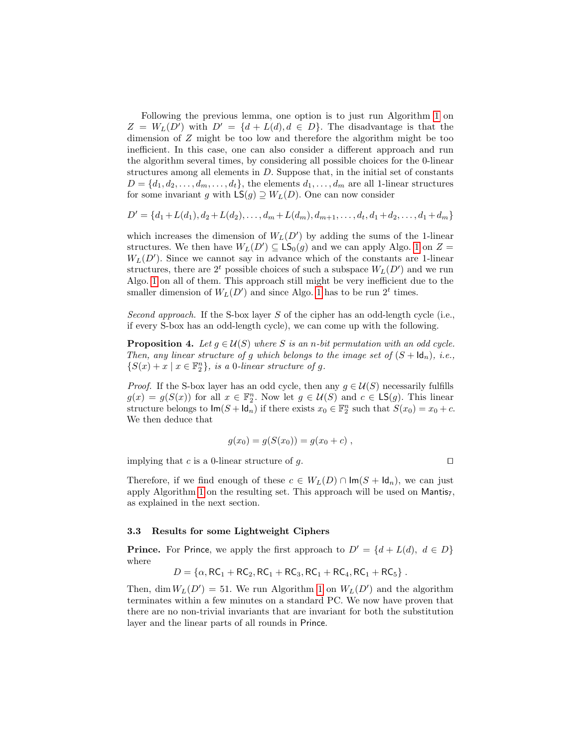Following the previous lemma, one option is to just run Algorithm 1 on $Z = W_L(D')$ with $D' = \{d + L(d), d \in D\}$. The disadvantage is that the dimension of $Z$ might be too low and therefore the algorithm might be too inefficient. In this case, one can also consider a different approach and run the algorithm several times, by considering all possible choices for the 0-linear structures among all elements in $D$. Suppose that, in the initial set of constants $D = \{d_1, d_2, \ldots, d_m, \ldots, d_t\}$, the elements $d_1, \ldots, d_m$ are all 1-linear structures for some invariant $g$ with $\mathsf{LS}(g) \supseteq W_L(D)$. One can now consider

$$D' = \{d_1 + L(d_1), d_2 + L(d_2), \ldots, d_m + L(d_m), d_{m+1}, \ldots, d_t, d_1 + d_2, \ldots, d_1 + d_m\}$$

which increases the dimension of $W_L(D')$ by adding the sums of the 1-linear structures. We then have $W_L(D') \subseteq \mathsf{LS}_0(g)$ and we can apply Algo. 1 on $Z = W_L(D')$. Since we cannot say in advance which of the constants are 1-linear structures, there are $2^t$ possible choices of such a subspace $W_L(D')$ and we run Algo. 1 on all of them. This approach still might be very inefficient due to the smaller dimension of $W_L(D')$ and since Algo. 1 has to be run $2^t$ times.

*Second approach.* If the S-box layer $S$ of the cipher has an odd-length cycle (i.e., if every S-box has an odd-length cycle), we can come up with the following.

**Proposition 4.** *Let $g \in \mathcal{U}(S)$ where $S$ is an $n$-bit permutation with an odd cycle. Then, any linear structure of $g$ which belongs to the image set of $(S + \mathsf{Id}_n)$, i.e., $\{S(x) + x \mid x \in \mathbb{F}_2^n\}$, is a 0-linear structure of $g$.*

*Proof.* If the S-box layer has an odd cycle, then any $g \in \mathcal{U}(S)$ necessarily fulfills $g(x) = g(S(x))$ for all $x \in \mathbb{F}_2^n$. Now let $g \in \mathcal{U}(S)$ and $c \in \mathsf{LS}(g)$. This linear structure belongs to $\mathsf{Im}(S + \mathsf{Id}_n)$ if there exists $x_0 \in \mathbb{F}_2^n$ such that $S(x_0) = x_0 + c$. We then deduce that

$$g(x_0) = g(S(x_0)) = g(x_0 + c) ,$$

implying that $c$ is a 0-linear structure of $g$. ◻

Therefore, if we find enough of these $c \in W_L(D) \cap \mathsf{Im}(S + \mathsf{Id}_n)$, we can just apply Algorithm 1 on the resulting set. This approach will be used on $\mathsf{Mantis}_7$, as explained in the next section.

### 3.3 Results for some Lightweight Ciphers

**Prince.** For Prince, we apply the first approach to $D' = \{d + L(d),\ d \in D\}$ where

$$D = \{\alpha, \mathsf{RC}_1 + \mathsf{RC}_2, \mathsf{RC}_1 + \mathsf{RC}_3, \mathsf{RC}_1 + \mathsf{RC}_4, \mathsf{RC}_1 + \mathsf{RC}_5\} .$$

Then, $\dim W_L(D') = 51$. We run Algorithm 1 on $W_L(D')$ and the algorithm terminates within a few minutes on a standard PC. We now have proven that there are no non-trivial invariants that are invariant for both the substitution layer and the linear parts of all rounds in Prince.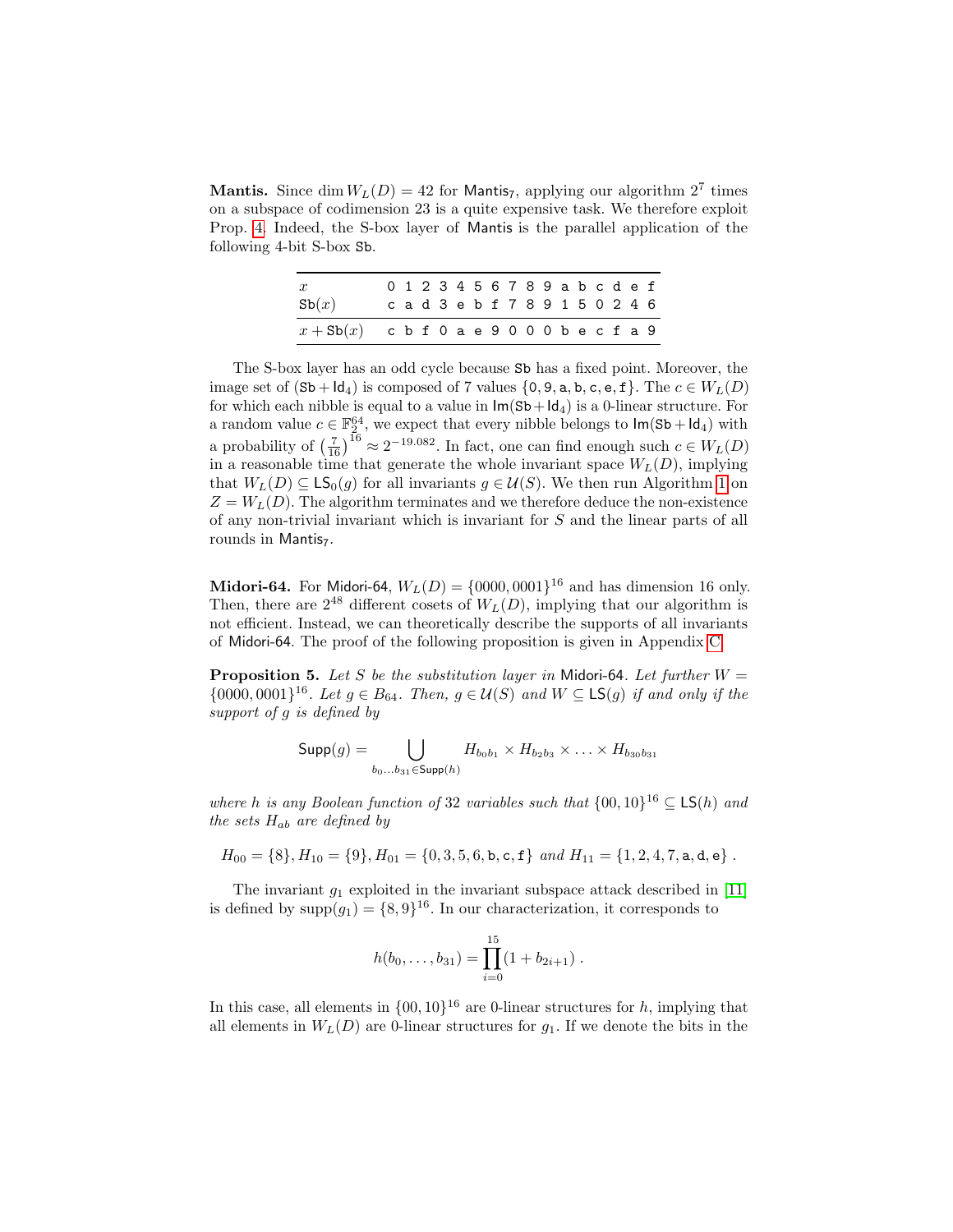**Mantis.** Since $\dim W_L(D) = 42$ for $\mathsf{Mantis}_7$, applying our algorithm $2^7$ times on a subspace of codimension 23 is a quite expensive task. We therefore exploit Prop. 4. Indeed, the S-box layer of Mantis is the parallel application of the following 4-bit S-box Sb.

| $x$ | 0 | 1 | 2 | 3 | 4 | 5 | 6 | 7 | 8 | 9 | a | b | c | d | e | f |
|---|---|---|---|---|---|---|---|---|---|---|---|---|---|---|---|---|
| $\mathsf{Sb}(x)$ | c | a | d | 3 | e | b | f | 7 | 8 | 9 | 1 | 5 | 0 | 2 | 4 | 6 |
| $x + \mathsf{Sb}(x)$ | c | b | f | 0 | a | e | 9 | 0 | 0 | 0 | b | e | c | f | a | 9 |

The S-box layer has an odd cycle because Sb has a fixed point. Moreover, the image set of $(\mathsf{Sb} + \mathsf{Id}_4)$ is composed of 7 values $\{0, 9, \mathsf{a}, \mathsf{b}, \mathsf{c}, \mathsf{e}, \mathsf{f}\}$. The $c \in W_L(D)$ for which each nibble is equal to a value in $\mathsf{Im}(\mathsf{Sb}+\mathsf{Id}_4)$ is a 0-linear structure. For a random value $c \in \mathbb{F}_2^{64}$, we expect that every nibble belongs to $\mathsf{Im}(\mathsf{Sb}+\mathsf{Id}_4)$ with a probability of $\left(\frac{7}{16}\right)^{16} \approx 2^{-19.082}$. In fact, one can find enough such $c \in W_L(D)$ in a reasonable time that generate the whole invariant space $W_L(D)$, implying that $W_L(D) \subseteq \mathsf{LS}_0(g)$ for all invariants $g \in \mathcal{U}(S)$. We then run Algorithm 1 on $Z = W_L(D)$. The algorithm terminates and we therefore deduce the non-existence of any non-trivial invariant which is invariant for $S$ and the linear parts of all rounds in $\mathsf{Mantis}_7$.

**Midori-64.** For Midori-64, $W_L(D) = \{0000, 0001\}^{16}$ and has dimension 16 only. Then, there are $2^{48}$ different cosets of $W_L(D)$, implying that our algorithm is not efficient. Instead, we can theoretically describe the supports of all invariants of Midori-64. The proof of the following proposition is given in Appendix C.

**Proposition 5.** *Let $S$ be the substitution layer in* Midori-64. *Let further $W = \{0000, 0001\}^{16}$. Let $g \in B_{64}$. Then, $g \in \mathcal{U}(S)$ and $W \subseteq \mathsf{LS}(g)$ if and only if the support of $g$ is defined by*

$$\mathsf{Supp}(g) = \bigcup_{b_0 \ldots b_{31} \in \mathsf{Supp}(h)} H_{b_0 b_1} \times H_{b_2 b_3} \times \ldots \times H_{b_{30} b_{31}}$$

*where $h$ is any Boolean function of 32 variables such that $\{00, 10\}^{16} \subseteq \mathsf{LS}(h)$ and the sets $H_{ab}$ are defined by*

$$H_{00} = \{8\}, H_{10} = \{9\}, H_{01} = \{0, 3, 5, 6, \mathsf{b}, \mathsf{c}, \mathsf{f}\} \text{ and } H_{11} = \{1, 2, 4, 7, \mathsf{a}, \mathsf{d}, \mathsf{e}\} .$$

The invariant $g_1$ exploited in the invariant subspace attack described in [11] is defined by $\mathrm{supp}(g_1) = \{8, 9\}^{16}$. In our characterization, it corresponds to

$$h(b_0, \ldots, b_{31}) = \prod_{i=0}^{15} (1 + b_{2i+1}) .$$

In this case, all elements in $\{00, 10\}^{16}$ are 0-linear structures for $h$, implying that all elements in $W_L(D)$ are 0-linear structures for $g_1$. If we denote the bits in the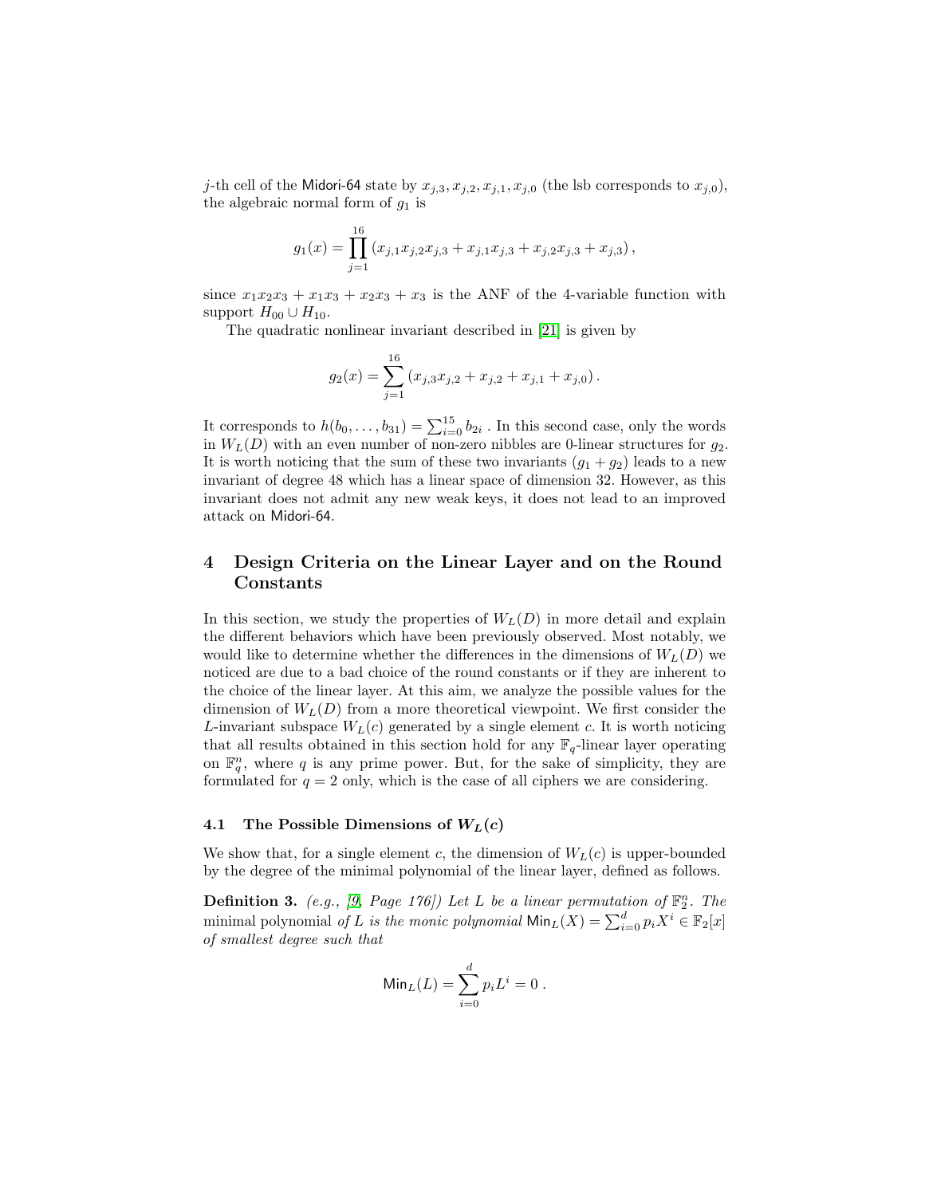$j$-th cell of the Midori-64 state by $x_{j,3}, x_{j,2}, x_{j,1}, x_{j,0}$ (the lsb corresponds to $x_{j,0}$), the algebraic normal form of $g_1$ is

$$g_1(x) = \prod_{j=1}^{16} \left( x_{j,1}x_{j,2}x_{j,3} + x_{j,1}x_{j,3} + x_{j,2}x_{j,3} + x_{j,3} \right),$$

since $x_1x_2x_3 + x_1x_3 + x_2x_3 + x_3$ is the ANF of the 4-variable function with support $H_{00} \cup H_{10}$.

The quadratic nonlinear invariant described in [21] is given by

$$g_2(x) = \sum_{j=1}^{16} \left( x_{j,3}x_{j,2} + x_{j,2} + x_{j,1} + x_{j,0} \right).$$

It corresponds to $h(b_0, \ldots, b_{31}) = \sum_{i=0}^{15} b_{2i}$ . In this second case, only the words in $W_L(D)$ with an even number of non-zero nibbles are 0-linear structures for $g_2$. It is worth noticing that the sum of these two invariants $(g_1 + g_2)$ leads to a new invariant of degree 48 which has a linear space of dimension 32. However, as this invariant does not admit any new weak keys, it does not lead to an improved attack on Midori-64.

## 4 Design Criteria on the Linear Layer and on the Round Constants

In this section, we study the properties of $W_L(D)$ in more detail and explain the different behaviors which have been previously observed. Most notably, we would like to determine whether the differences in the dimensions of $W_L(D)$ we noticed are due to a bad choice of the round constants or if they are inherent to the choice of the linear layer. At this aim, we analyze the possible values for the dimension of $W_L(D)$ from a more theoretical viewpoint. We first consider the $L$-invariant subspace $W_L(c)$ generated by a single element $c$. It is worth noticing that all results obtained in this section hold for any $\mathbb{F}_q$-linear layer operating on $\mathbb{F}_q^n$, where $q$ is any prime power. But, for the sake of simplicity, they are formulated for $q = 2$ only, which is the case of all ciphers we are considering.

### 4.1 The Possible Dimensions of $W_L(c)$

We show that, for a single element $c$, the dimension of $W_L(c)$ is upper-bounded by the degree of the minimal polynomial of the linear layer, defined as follows.

**Definition 3.** *(e.g., [9, Page 176]) Let $L$ be a linear permutation of $\mathbb{F}_2^n$. The* minimal polynomial *of $L$ is the monic polynomial $\mathsf{Min}_L(X) = \sum_{i=0}^{d} p_i X^i \in \mathbb{F}_2[x]$ of smallest degree such that*

$$\mathsf{Min}_L(L) = \sum_{i=0}^{d} p_i L^i = 0\ .$$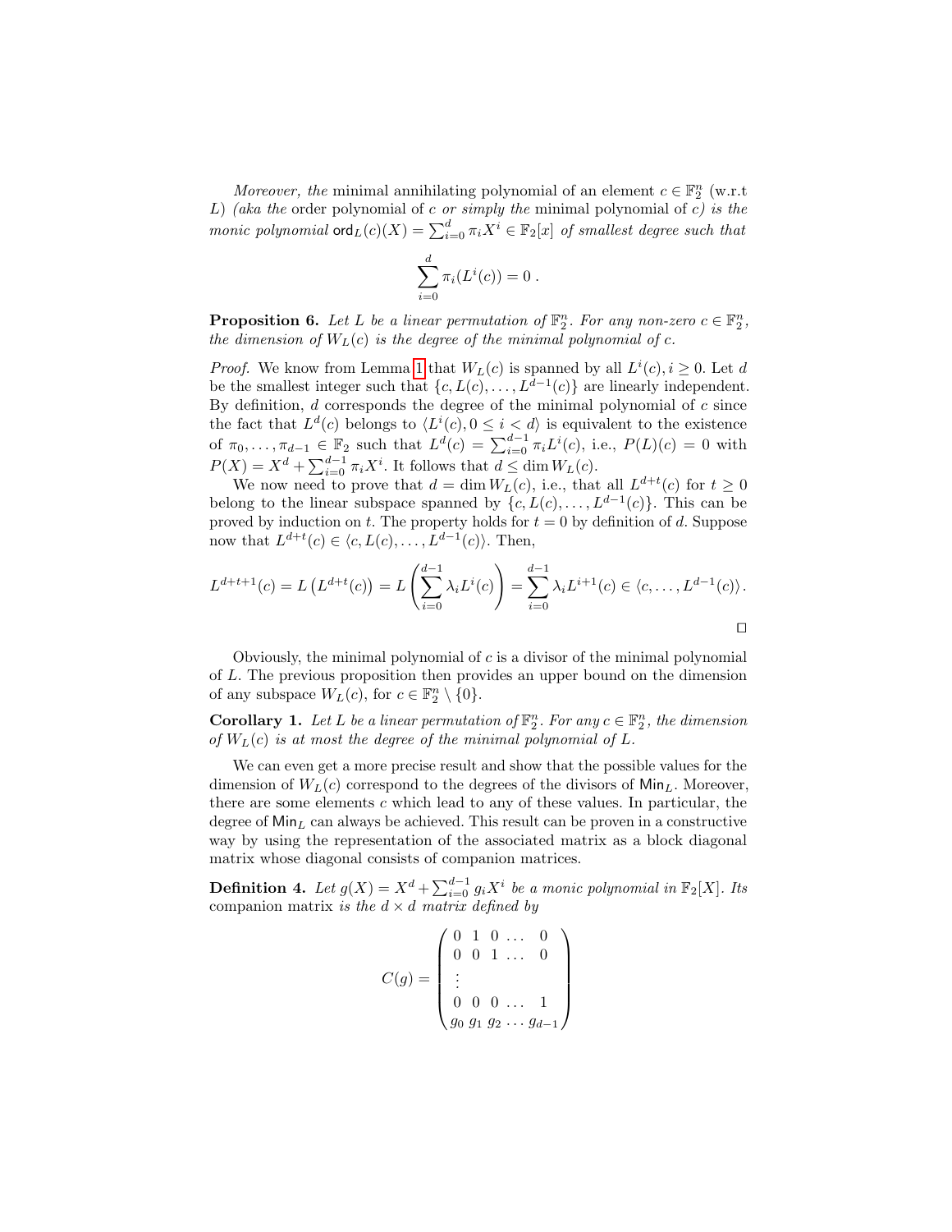*Moreover, the* minimal annihilating polynomial of an element $c \in \mathbb{F}_2^n$ (w.r.t $L$) *(aka the* order polynomial of $c$ *or simply the* minimal polynomial of $c$*) is the monic polynomial* $\mathsf{ord}_L(c)(X) = \sum_{i=0}^{d} \pi_i X^i \in \mathbb{F}_2[x]$ *of smallest degree such that*

$$\sum_{i=0}^{d} \pi_i(L^i(c)) = 0 \ .$$

**Proposition 6.** *Let $L$ be a linear permutation of $\mathbb{F}_2^n$. For any non-zero $c \in \mathbb{F}_2^n$, the dimension of $W_L(c)$ is the degree of the minimal polynomial of $c$.*

*Proof.* We know from Lemma 1 that $W_L(c)$ is spanned by all $L^i(c), i \geq 0$. Let $d$ be the smallest integer such that $\{c, L(c), \ldots, L^{d-1}(c)\}$ are linearly independent. By definition, $d$ corresponds the degree of the minimal polynomial of $c$ since the fact that $L^d(c)$ belongs to $\langle L^i(c), 0 \leq i < d\rangle$ is equivalent to the existence of $\pi_0, \ldots, \pi_{d-1} \in \mathbb{F}_2$ such that $L^d(c) = \sum_{i=0}^{d-1} \pi_i L^i(c)$, i.e., $P(L)(c) = 0$ with $P(X) = X^d + \sum_{i=0}^{d-1} \pi_i X^i$. It follows that $d \leq \dim W_L(c)$.

We now need to prove that $d = \dim W_L(c)$, i.e., that all $L^{d+t}(c)$ for $t \geq 0$ belong to the linear subspace spanned by $\{c, L(c), \ldots, L^{d-1}(c)\}$. This can be proved by induction on $t$. The property holds for $t = 0$ by definition of $d$. Suppose now that $L^{d+t}(c) \in \langle c, L(c), \ldots, L^{d-1}(c)\rangle$. Then,

$$L^{d+t+1}(c) = L\left(L^{d+t}(c)\right) = L\left(\sum_{i=0}^{d-1} \lambda_i L^i(c)\right) = \sum_{i=0}^{d-1} \lambda_i L^{i+1}(c) \in \langle c, \ldots, L^{d-1}(c)\rangle .$$

□

Obviously, the minimal polynomial of $c$ is a divisor of the minimal polynomial of $L$. The previous proposition then provides an upper bound on the dimension of any subspace $W_L(c)$, for $c \in \mathbb{F}_2^n \setminus \{0\}$.

**Corollary 1.** *Let $L$ be a linear permutation of $\mathbb{F}_2^n$. For any $c \in \mathbb{F}_2^n$, the dimension of $W_L(c)$ is at most the degree of the minimal polynomial of $L$.*

We can even get a more precise result and show that the possible values for the dimension of $W_L(c)$ correspond to the degrees of the divisors of $\mathsf{Min}_L$. Moreover, there are some elements $c$ which lead to any of these values. In particular, the degree of $\mathsf{Min}_L$ can always be achieved. This result can be proven in a constructive way by using the representation of the associated matrix as a block diagonal matrix whose diagonal consists of companion matrices.

**Definition 4.** *Let $g(X) = X^d + \sum_{i=0}^{d-1} g_i X^i$ be a monic polynomial in $\mathbb{F}_2[X]$. Its* companion matrix *is the $d \times d$ matrix defined by*

$$C(g) = \begin{pmatrix} 0 & 1 & 0 & \ldots & 0 \\ 0 & 0 & 1 & \ldots & 0 \\ \vdots & & & & \\ 0 & 0 & 0 & \ldots & 1 \\ g_0 & g_1 & g_2 & \ldots & g_{d-1} \end{pmatrix}$$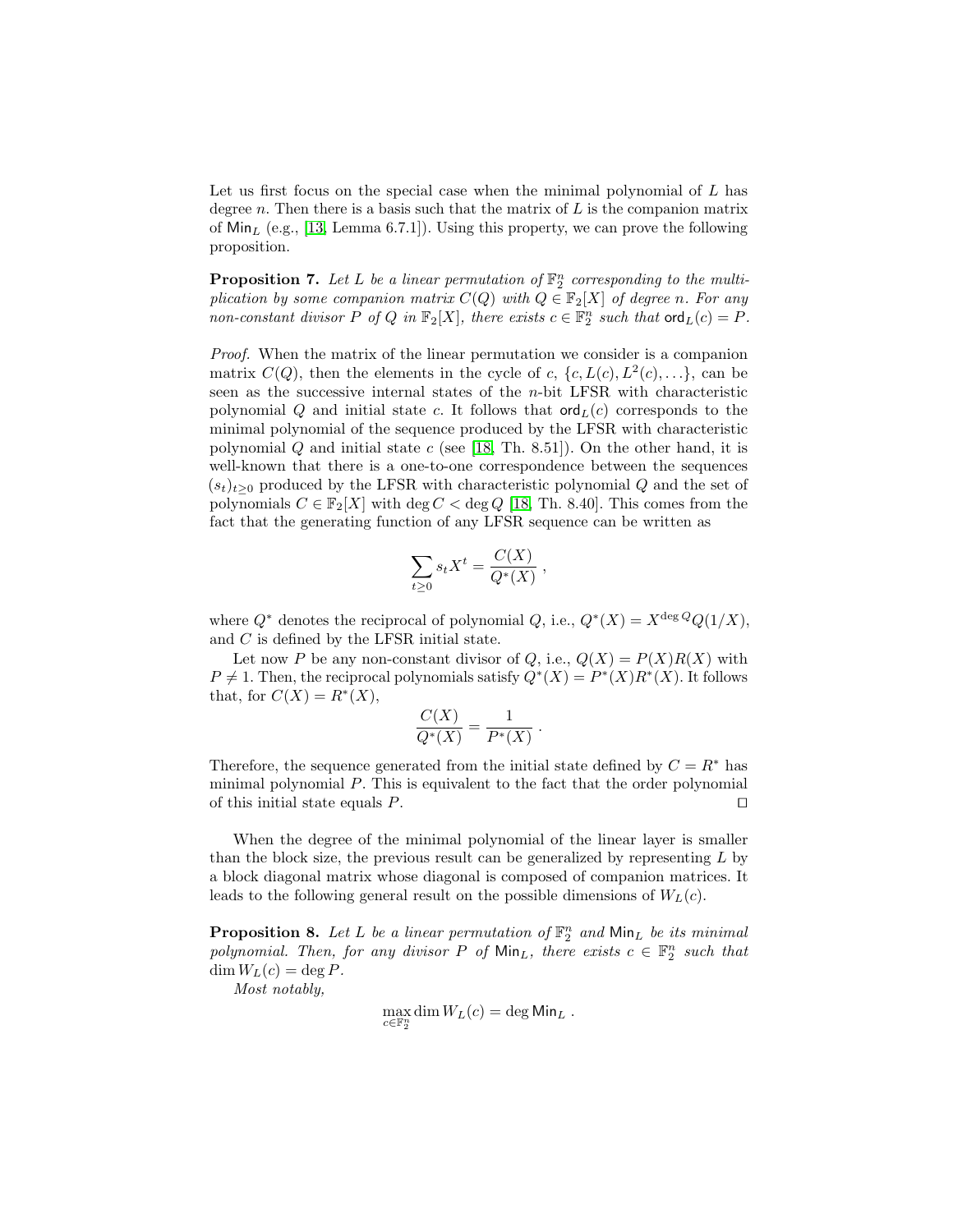Let us first focus on the special case when the minimal polynomial of $L$ has degree $n$. Then there is a basis such that the matrix of $L$ is the companion matrix of $\mathsf{Min}_L$ (e.g., [13, Lemma 6.7.1]). Using this property, we can prove the following proposition.

**Proposition 7.** *Let $L$ be a linear permutation of $\mathbb{F}_2^n$ corresponding to the multiplication by some companion matrix $C(Q)$ with $Q \in \mathbb{F}_2[X]$ of degree $n$. For any non-constant divisor $P$ of $Q$ in $\mathbb{F}_2[X]$, there exists $c \in \mathbb{F}_2^n$ such that $\mathsf{ord}_L(c) = P$.*

*Proof.* When the matrix of the linear permutation we consider is a companion matrix $C(Q)$, then the elements in the cycle of $c$, $\{c, L(c), L^2(c), \ldots\}$, can be seen as the successive internal states of the $n$-bit LFSR with characteristic polynomial $Q$ and initial state $c$. It follows that $\mathsf{ord}_L(c)$ corresponds to the minimal polynomial of the sequence produced by the LFSR with characteristic polynomial $Q$ and initial state $c$ (see [18, Th. 8.51]). On the other hand, it is well-known that there is a one-to-one correspondence between the sequences $(s_t)_{t\geq 0}$ produced by the LFSR with characteristic polynomial $Q$ and the set of polynomials $C \in \mathbb{F}_2[X]$ with $\deg C < \deg Q$ [18, Th. 8.40]. This comes from the fact that the generating function of any LFSR sequence can be written as

$$\sum_{t\geq 0} s_t X^t = \frac{C(X)}{Q^*(X)} ,$$

where $Q^*$ denotes the reciprocal of polynomial $Q$, i.e., $Q^*(X) = X^{\deg Q} Q(1/X)$, and $C$ is defined by the LFSR initial state.

Let now $P$ be any non-constant divisor of $Q$, i.e., $Q(X) = P(X)R(X)$ with $P \neq 1$. Then, the reciprocal polynomials satisfy $Q^*(X) = P^*(X)R^*(X)$. It follows that, for $C(X) = R^*(X)$,

$$\frac{C(X)}{Q^*(X)} = \frac{1}{P^*(X)} .$$

Therefore, the sequence generated from the initial state defined by $C = R^*$ has minimal polynomial $P$. This is equivalent to the fact that the order polynomial of this initial state equals $P$. ◻

When the degree of the minimal polynomial of the linear layer is smaller than the block size, the previous result can be generalized by representing $L$ by a block diagonal matrix whose diagonal is composed of companion matrices. It leads to the following general result on the possible dimensions of $W_L(c)$.

**Proposition 8.** *Let $L$ be a linear permutation of $\mathbb{F}_2^n$ and $\mathsf{Min}_L$ be its minimal polynomial. Then, for any divisor $P$ of $\mathsf{Min}_L$, there exists $c \in \mathbb{F}_2^n$ such that $\dim W_L(c) = \deg P$.*

*Most notably,*

$$\max_{c\in\mathbb{F}_2^n} \dim W_L(c) = \deg \mathsf{Min}_L .$$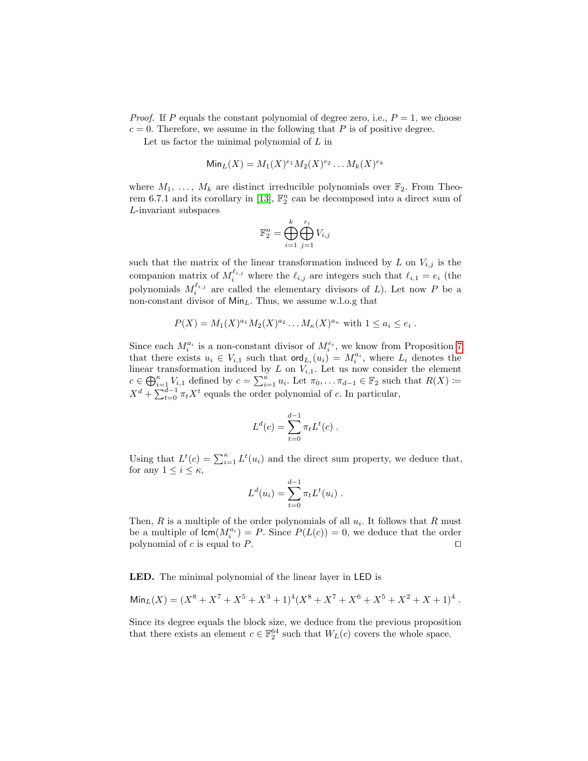*Proof.* If $P$ equals the constant polynomial of degree zero, i.e., $P = 1$, we choose $c = 0$. Therefore, we assume in the following that $P$ is of positive degree.

Let us factor the minimal polynomial of $L$ in

$$\mathsf{Min}_L(X) = M_1(X)^{e_1} M_2(X)^{e_2} \dots M_k(X)^{e_k}$$

where $M_1, \dots, M_k$ are distinct irreducible polynomials over $\mathbb{F}_2$. From Theorem 6.7.1 and its corollary in [13], $\mathbb{F}_2^n$ can be decomposed into a direct sum of $L$-invariant subspaces

$$\mathbb{F}_2^n = \bigoplus_{i=1}^{k} \bigoplus_{j=1}^{r_i} V_{i,j}$$

such that the matrix of the linear transformation induced by $L$ on $V_{i,j}$ is the companion matrix of $M_i^{\ell_{i,j}}$ where the $\ell_{i,j}$ are integers such that $\ell_{i,1} = e_i$ (the polynomials $M_i^{\ell_{i,j}}$ are called the elementary divisors of $L$). Let now $P$ be a non-constant divisor of $\mathsf{Min}_L$. Thus, we assume w.l.o.g that

$$P(X) = M_1(X)^{a_1} M_2(X)^{a_2} \dots M_\kappa(X)^{a_\kappa} \text{ with } 1 \leq a_i \leq e_i \ .$$

Since each $M_i^{a_i}$ is a non-constant divisor of $M_i^{e_i}$, we know from Proposition 7 that there exists $u_i \in V_{i,1}$ such that $\mathsf{ord}_{L_i}(u_i) = M_i^{a_i}$, where $L_i$ denotes the linear transformation induced by $L$ on $V_{i,1}$. Let us now consider the element $c \in \bigoplus_{i=1}^{\kappa} V_{i,1}$ defined by $c = \sum_{i=1}^{\kappa} u_i$. Let $\pi_0, \dots \pi_{d-1} \in \mathbb{F}_2$ such that $R(X) \coloneqq X^d + \sum_{t=0}^{d-1} \pi_t X^t$ equals the order polynomial of $c$. In particular,

$$L^d(c) = \sum_{t=0}^{d-1} \pi_t L^t(c) \ .$$

Using that $L^t(c) = \sum_{i=1}^{\kappa} L^t(u_i)$ and the direct sum property, we deduce that, for any $1 \leq i \leq \kappa$,

$$L^d(u_i) = \sum_{t=0}^{d-1} \pi_t L^t(u_i) \ .$$

Then, $R$ is a multiple of the order polynomials of all $u_i$. It follows that $R$ must be a multiple of $\mathsf{lcm}(M_i^{a_i}) = P$. Since $P(L(c)) = 0$, we deduce that the order polynomial of $c$ is equal to $P$. ◻

**LED.** The minimal polynomial of the linear layer in LED is

$$\mathsf{Min}_L(X) = (X^8 + X^7 + X^5 + X^3 + 1)^4 (X^8 + X^7 + X^6 + X^5 + X^2 + X + 1)^4 \ .$$

Since its degree equals the block size, we deduce from the previous proposition that there exists an element $c \in \mathbb{F}_2^{64}$ such that $W_L(c)$ covers the whole space.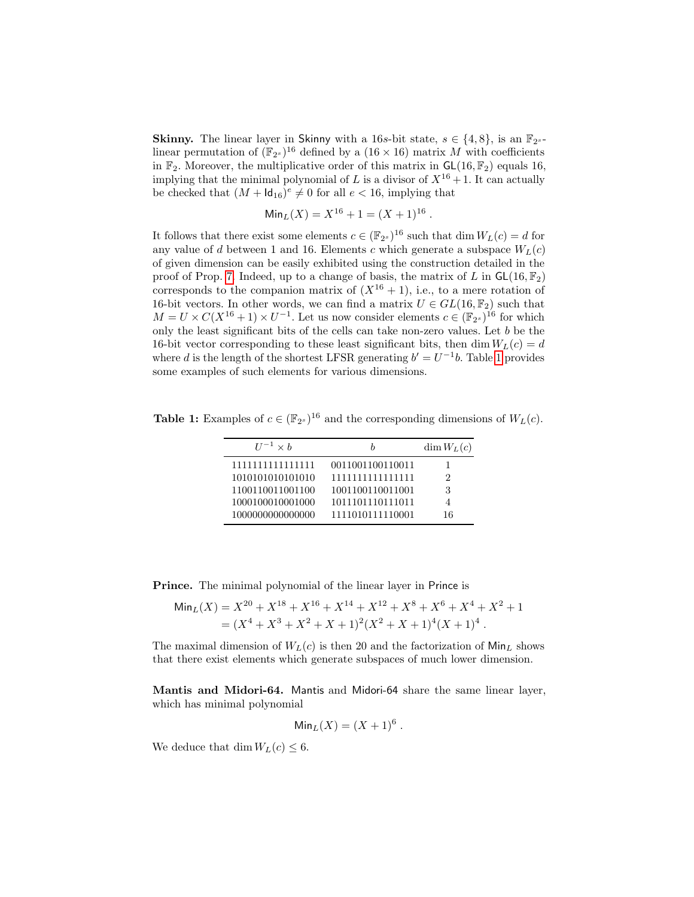**Skinny.** The linear layer in Skinny with a $16s$-bit state, $s \in \{4, 8\}$, is an $\mathbb{F}_{2^s}$-linear permutation of $(\mathbb{F}_{2^s})^{16}$ defined by a $(16 \times 16)$ matrix $M$ with coefficients in $\mathbb{F}_2$. Moreover, the multiplicative order of this matrix in $\mathsf{GL}(16, \mathbb{F}_2)$ equals 16, implying that the minimal polynomial of $L$ is a divisor of $X^{16} + 1$. It can actually be checked that $(M + \mathsf{Id}_{16})^e \neq 0$ for all $e < 16$, implying that

$$\mathsf{Min}_L(X) = X^{16} + 1 = (X + 1)^{16} .$$

It follows that there exist some elements $c \in (\mathbb{F}_{2^s})^{16}$ such that $\dim W_L(c) = d$ for any value of $d$ between 1 and 16. Elements $c$ which generate a subspace $W_L(c)$ of given dimension can be easily exhibited using the construction detailed in the proof of Prop. 7. Indeed, up to a change of basis, the matrix of $L$ in $\mathsf{GL}(16, \mathbb{F}_2)$ corresponds to the companion matrix of $(X^{16} + 1)$, i.e., to a mere rotation of 16-bit vectors. In other words, we can find a matrix $U \in GL(16, \mathbb{F}_2)$ such that $M = U \times C(X^{16} + 1) \times U^{-1}$. Let us now consider elements $c \in (\mathbb{F}_{2^s})^{16}$ for which only the least significant bits of the cells can take non-zero values. Let $b$ be the 16-bit vector corresponding to these least significant bits, then $\dim W_L(c) = d$ where $d$ is the length of the shortest LFSR generating $b' = U^{-1}b$. Table 1 provides some examples of such elements for various dimensions.

**Table 1:** Examples of $c \in (\mathbb{F}_{2^s})^{16}$ and the corresponding dimensions of $W_L(c)$.

| $U^{-1} \times b$ | $b$ | $\dim W_L(c)$ |
|---|---|---|
| 1111111111111111 | 0011001100110011 | 1 |
| 1010101010101010 | 1111111111111111 | 2 |
| 1100110011001100 | 1001100110011001 | 3 |
| 1000100010001000 | 1011101110111011 | 4 |
| 1000000000000000 | 1111010111110001 | 16 |

**Prince.** The minimal polynomial of the linear layer in Prince is

$$\begin{aligned}\mathsf{Min}_L(X) &= X^{20} + X^{18} + X^{16} + X^{14} + X^{12} + X^8 + X^6 + X^4 + X^2 + 1 \\ &= (X^4 + X^3 + X^2 + X + 1)^2 (X^2 + X + 1)^4 (X + 1)^4 .\end{aligned}$$

The maximal dimension of $W_L(c)$ is then 20 and the factorization of $\mathsf{Min}_L$ shows that there exist elements which generate subspaces of much lower dimension.

**Mantis and Midori-64.** Mantis and Midori-64 share the same linear layer, which has minimal polynomial

$$\mathsf{Min}_L(X) = (X + 1)^6 .$$

We deduce that $\dim W_L(c) \leq 6$.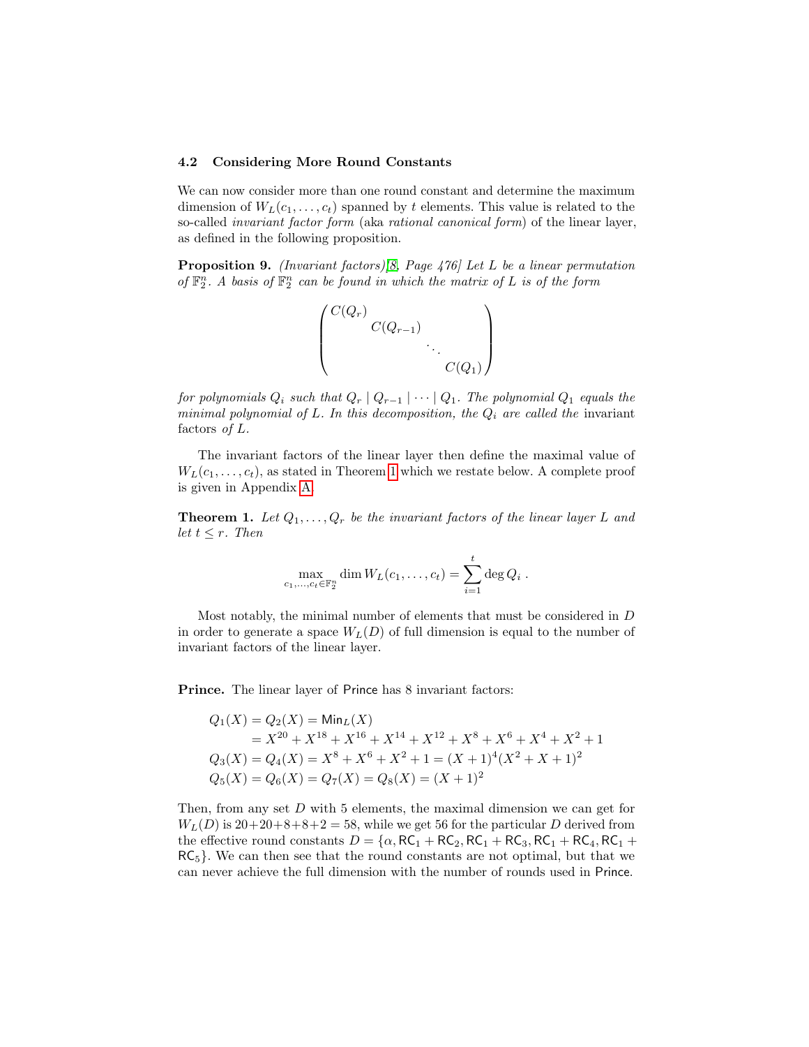### 4.2 Considering More Round Constants

We can now consider more than one round constant and determine the maximum dimension of $W_L(c_1, \ldots, c_t)$ spanned by $t$ elements. This value is related to the so-called *invariant factor form* (aka *rational canonical form*) of the linear layer, as defined in the following proposition.

**Proposition 9.** *(Invariant factors)[8, Page 476] Let $L$ be a linear permutation of $\mathbb{F}_2^n$. A basis of $\mathbb{F}_2^n$ can be found in which the matrix of $L$ is of the form*

$$\begin{pmatrix} C(Q_r) & & & \\ & C(Q_{r-1}) & & \\ & & \ddots & \\ & & & C(Q_1) \end{pmatrix}$$

*for polynomials $Q_i$ such that $Q_r \mid Q_{r-1} \mid \cdots \mid Q_1$. The polynomial $Q_1$ equals the minimal polynomial of $L$. In this decomposition, the $Q_i$ are called the* invariant factors *of $L$.*

The invariant factors of the linear layer then define the maximal value of $W_L(c_1, \ldots, c_t)$, as stated in Theorem 1 which we restate below. A complete proof is given in Appendix A.

**Theorem 1.** *Let $Q_1, \ldots, Q_r$ be the invariant factors of the linear layer $L$ and let $t \leq r$. Then*

$$\max_{c_1,\ldots,c_t \in \mathbb{F}_2^n} \dim W_L(c_1, \ldots, c_t) = \sum_{i=1}^{t} \deg Q_i \ .$$

Most notably, the minimal number of elements that must be considered in $D$ in order to generate a space $W_L(D)$ of full dimension is equal to the number of invariant factors of the linear layer.

**Prince.** The linear layer of Prince has 8 invariant factors:

$$\begin{aligned} Q_1(X) = Q_2(X) &= \mathsf{Min}_L(X) \\ &= X^{20} + X^{18} + X^{16} + X^{14} + X^{12} + X^8 + X^6 + X^4 + X^2 + 1 \\ Q_3(X) = Q_4(X) &= X^8 + X^6 + X^2 + 1 = (X+1)^4(X^2+X+1)^2 \\ Q_5(X) = Q_6(X) &= Q_7(X) = Q_8(X) = (X+1)^2 \end{aligned}$$

Then, from any set $D$ with 5 elements, the maximal dimension we can get for $W_L(D)$ is $20+20+8+8+2 = 58$, while we get 56 for the particular $D$ derived from the effective round constants $D = \{\alpha, \mathsf{RC}_1 + \mathsf{RC}_2, \mathsf{RC}_1 + \mathsf{RC}_3, \mathsf{RC}_1 + \mathsf{RC}_4, \mathsf{RC}_1 + \mathsf{RC}_5\}$. We can then see that the round constants are not optimal, but that we can never achieve the full dimension with the number of rounds used in Prince.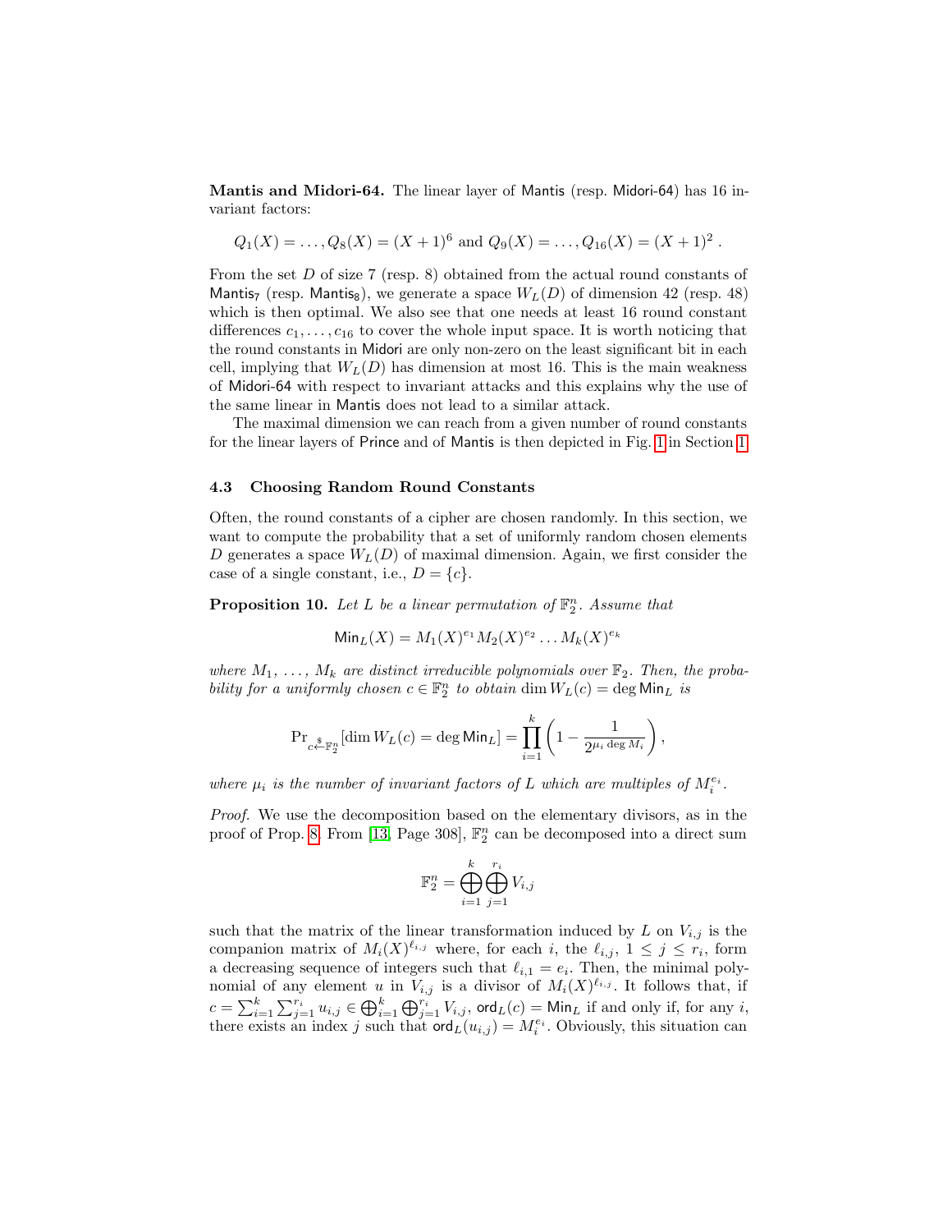**Mantis and Midori-64.** The linear layer of Mantis (resp. Midori-64) has 16 invariant factors:

$$Q_1(X) = \ldots, Q_8(X) = (X+1)^6 \text{ and } Q_9(X) = \ldots, Q_{16}(X) = (X+1)^2 .$$

From the set $D$ of size 7 (resp. 8) obtained from the actual round constants of $\mathsf{Mantis}_7$ (resp. $\mathsf{Mantis}_8$), we generate a space $W_L(D)$ of dimension 42 (resp. 48) which is then optimal. We also see that one needs at least 16 round constant differences $c_1, \ldots, c_{16}$ to cover the whole input space. It is worth noticing that the round constants in Midori are only non-zero on the least significant bit in each cell, implying that $W_L(D)$ has dimension at most 16. This is the main weakness of Midori-64 with respect to invariant attacks and this explains why the use of the same linear in Mantis does not lead to a similar attack.

The maximal dimension we can reach from a given number of round constants for the linear layers of Prince and of Mantis is then depicted in Fig. 1 in Section 1.

### 4.3 Choosing Random Round Constants

Often, the round constants of a cipher are chosen randomly. In this section, we want to compute the probability that a set of uniformly random chosen elements $D$ generates a space $W_L(D)$ of maximal dimension. Again, we first consider the case of a single constant, i.e., $D = \{c\}$.

**Proposition 10.** *Let $L$ be a linear permutation of $\mathbb{F}_2^n$. Assume that*

$$\mathsf{Min}_L(X) = M_1(X)^{e_1} M_2(X)^{e_2} \ldots M_k(X)^{e_k}$$

*where $M_1, \ldots, M_k$ are distinct irreducible polynomials over $\mathbb{F}_2$. Then, the probability for a uniformly chosen $c \in \mathbb{F}_2^n$ to obtain $\dim W_L(c) = \deg \mathsf{Min}_L$ is*

$$\Pr_{c \xleftarrow{\$} \mathbb{F}_2^n}[\dim W_L(c) = \deg \mathsf{Min}_L] = \prod_{i=1}^{k} \left(1 - \frac{1}{2^{\mu_i \deg M_i}}\right),$$

*where $\mu_i$ is the number of invariant factors of $L$ which are multiples of $M_i^{e_i}$.*

*Proof.* We use the decomposition based on the elementary divisors, as in the proof of Prop. 8. From [13, Page 308], $\mathbb{F}_2^n$ can be decomposed into a direct sum

$$\mathbb{F}_2^n = \bigoplus_{i=1}^{k} \bigoplus_{j=1}^{r_i} V_{i,j}$$

such that the matrix of the linear transformation induced by $L$ on $V_{i,j}$ is the companion matrix of $M_i(X)^{\ell_{i,j}}$ where, for each $i$, the $\ell_{i,j}$, $1 \leq j \leq r_i$, form a decreasing sequence of integers such that $\ell_{i,1} = e_i$. Then, the minimal polynomial of any element $u$ in $V_{i,j}$ is a divisor of $M_i(X)^{\ell_{i,j}}$. It follows that, if $c = \sum_{i=1}^{k} \sum_{j=1}^{r_i} u_{i,j} \in \bigoplus_{i=1}^{k} \bigoplus_{j=1}^{r_i} V_{i,j}$, $\mathsf{ord}_L(c) = \mathsf{Min}_L$ if and only if, for any $i$, there exists an index $j$ such that $\mathsf{ord}_L(u_{i,j}) = M_i^{e_i}$. Obviously, this situation can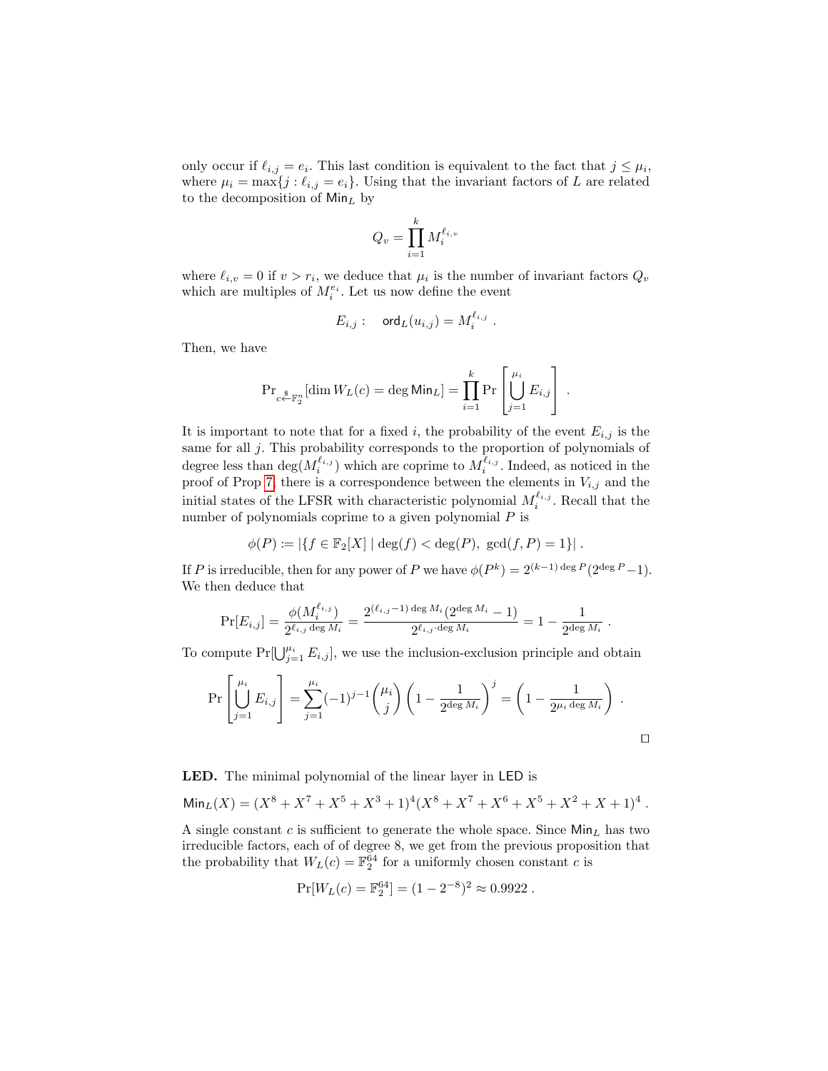only occur if $\ell_{i,j} = e_i$. This last condition is equivalent to the fact that $j \leq \mu_i$, where $\mu_i = \max\{j : \ell_{i,j} = e_i\}$. Using that the invariant factors of $L$ are related to the decomposition of $\mathsf{Min}_L$ by

$$Q_v = \prod_{i=1}^{k} M_i^{\ell_{i,v}}$$

where $\ell_{i,v} = 0$ if $v > r_i$, we deduce that $\mu_i$ is the number of invariant factors $Q_v$ which are multiples of $M_i^{e_i}$. Let us now define the event

$$E_{i,j}: \quad \mathsf{ord}_L(u_{i,j}) = M_i^{\ell_{i,j}} \ .$$

Then, we have

$$\Pr_{c \xleftarrow{\$} \mathbb{F}_2^n}[\dim W_L(c) = \deg \mathsf{Min}_L] = \prod_{i=1}^{k} \Pr\left[\bigcup_{j=1}^{\mu_i} E_{i,j}\right] \ .$$

It is important to note that for a fixed $i$, the probability of the event $E_{i,j}$ is the same for all $j$. This probability corresponds to the proportion of polynomials of degree less than $\deg(M_i^{\ell_{i,j}})$ which are coprime to $M_i^{\ell_{i,j}}$. Indeed, as noticed in the proof of Prop 7, there is a correspondence between the elements in $V_{i,j}$ and the initial states of the LFSR with characteristic polynomial $M_i^{\ell_{i,j}}$. Recall that the number of polynomials coprime to a given polynomial $P$ is

$$\phi(P) := |\{f \in \mathbb{F}_2[X] \mid \deg(f) < \deg(P),\ \gcd(f, P) = 1\}| \ .$$

If $P$ is irreducible, then for any power of $P$ we have $\phi(P^k) = 2^{(k-1)\deg P}(2^{\deg P} - 1)$. We then deduce that

$$\Pr[E_{i,j}] = \frac{\phi(M_i^{\ell_{i,j}})}{2^{\ell_{i,j} \deg M_i}} = \frac{2^{(\ell_{i,j}-1)\deg M_i}(2^{\deg M_i} - 1)}{2^{\ell_{i,j} \cdot \deg M_i}} = 1 - \frac{1}{2^{\deg M_i}} \ .$$

To compute $\Pr[\bigcup_{j=1}^{\mu_i} E_{i,j}]$, we use the inclusion-exclusion principle and obtain

$$\Pr\left[\bigcup_{j=1}^{\mu_i} E_{i,j}\right] = \sum_{j=1}^{\mu_i} (-1)^{j-1} \binom{\mu_i}{j} \left(1 - \frac{1}{2^{\deg M_i}}\right)^j = \left(1 - \frac{1}{2^{\mu_i \deg M_i}}\right) \ .$$

□

**LED.** The minimal polynomial of the linear layer in $\mathsf{LED}$ is

$$\mathsf{Min}_L(X) = (X^8 + X^7 + X^5 + X^3 + 1)^4 (X^8 + X^7 + X^6 + X^5 + X^2 + X + 1)^4 \ .$$

A single constant $c$ is sufficient to generate the whole space. Since $\mathsf{Min}_L$ has two irreducible factors, each of of degree 8, we get from the previous proposition that the probability that $W_L(c) = \mathbb{F}_2^{64}$ for a uniformly chosen constant $c$ is

$$\Pr[W_L(c) = \mathbb{F}_2^{64}] = (1 - 2^{-8})^2 \approx 0.9922 \ .$$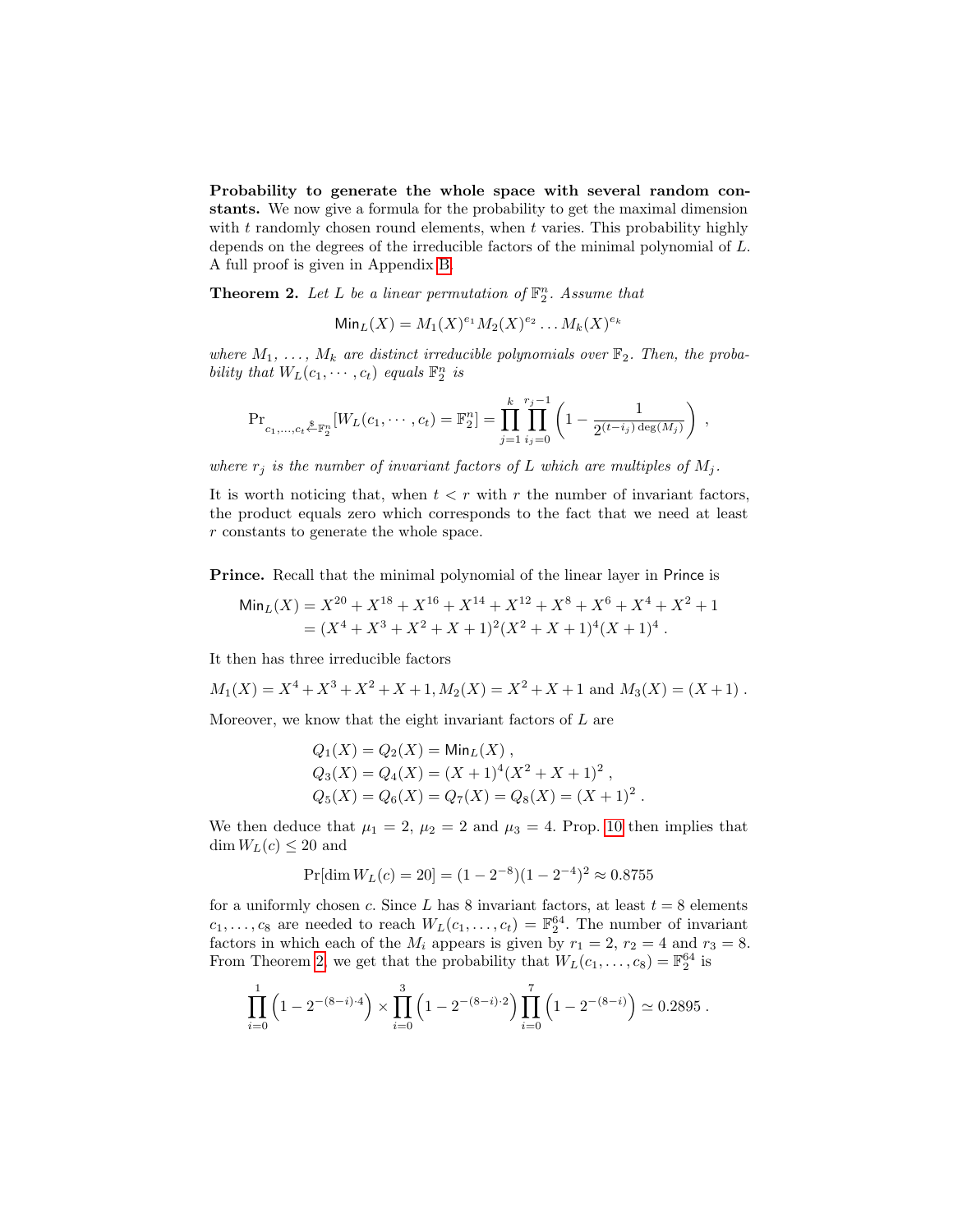**Probability to generate the whole space with several random constants.** We now give a formula for the probability to get the maximal dimension with $t$ randomly chosen round elements, when $t$ varies. This probability highly depends on the degrees of the irreducible factors of the minimal polynomial of $L$. A full proof is given in Appendix B.

**Theorem 2.** *Let $L$ be a linear permutation of $\mathbb{F}_2^n$. Assume that*

$$\mathsf{Min}_L(X) = M_1(X)^{e_1} M_2(X)^{e_2} \dots M_k(X)^{e_k}$$

*where $M_1, \dots, M_k$ are distinct irreducible polynomials over $\mathbb{F}_2$. Then, the probability that $W_L(c_1, \cdots, c_t)$ equals $\mathbb{F}_2^n$ is*

$$\Pr_{c_1,\dots,c_t \xleftarrow{\$} \mathbb{F}_2^n}[W_L(c_1, \cdots, c_t) = \mathbb{F}_2^n] = \prod_{j=1}^{k} \prod_{i_j=0}^{r_j-1} \left(1 - \frac{1}{2^{(t-i_j)\deg(M_j)}}\right) ,$$

*where $r_j$ is the number of invariant factors of $L$ which are multiples of $M_j$.*

It is worth noticing that, when $t < r$ with $r$ the number of invariant factors, the product equals zero which corresponds to the fact that we need at least $r$ constants to generate the whole space.

**Prince.** Recall that the minimal polynomial of the linear layer in Prince is

$$\begin{aligned}\mathsf{Min}_L(X) &= X^{20} + X^{18} + X^{16} + X^{14} + X^{12} + X^8 + X^6 + X^4 + X^2 + 1 \\ &= (X^4 + X^3 + X^2 + X + 1)^2 (X^2 + X + 1)^4 (X + 1)^4 .\end{aligned}$$

It then has three irreducible factors

$$M_1(X) = X^4 + X^3 + X^2 + X + 1, M_2(X) = X^2 + X + 1 \text{ and } M_3(X) = (X + 1) .$$

Moreover, we know that the eight invariant factors of $L$ are

$$\begin{aligned}&Q_1(X) = Q_2(X) = \mathsf{Min}_L(X) , \\ &Q_3(X) = Q_4(X) = (X + 1)^4 (X^2 + X + 1)^2 , \\ &Q_5(X) = Q_6(X) = Q_7(X) = Q_8(X) = (X + 1)^2 .\end{aligned}$$

We then deduce that $\mu_1 = 2$, $\mu_2 = 2$ and $\mu_3 = 4$. Prop. 10 then implies that $\dim W_L(c) \leq 20$ and

$$\Pr[\dim W_L(c) = 20] = (1 - 2^{-8})(1 - 2^{-4})^2 \approx 0.8755$$

for a uniformly chosen $c$. Since $L$ has 8 invariant factors, at least $t = 8$ elements $c_1, \dots, c_8$ are needed to reach $W_L(c_1, \dots, c_t) = \mathbb{F}_2^{64}$. The number of invariant factors in which each of the $M_i$ appears is given by $r_1 = 2$, $r_2 = 4$ and $r_3 = 8$. From Theorem 2, we get that the probability that $W_L(c_1, \dots, c_8) = \mathbb{F}_2^{64}$ is

$$\prod_{i=0}^{1} \left(1 - 2^{-(8-i)\cdot 4}\right) \times \prod_{i=0}^{3} \left(1 - 2^{-(8-i)\cdot 2}\right) \prod_{i=0}^{7} \left(1 - 2^{-(8-i)}\right) \simeq 0.2895 .$$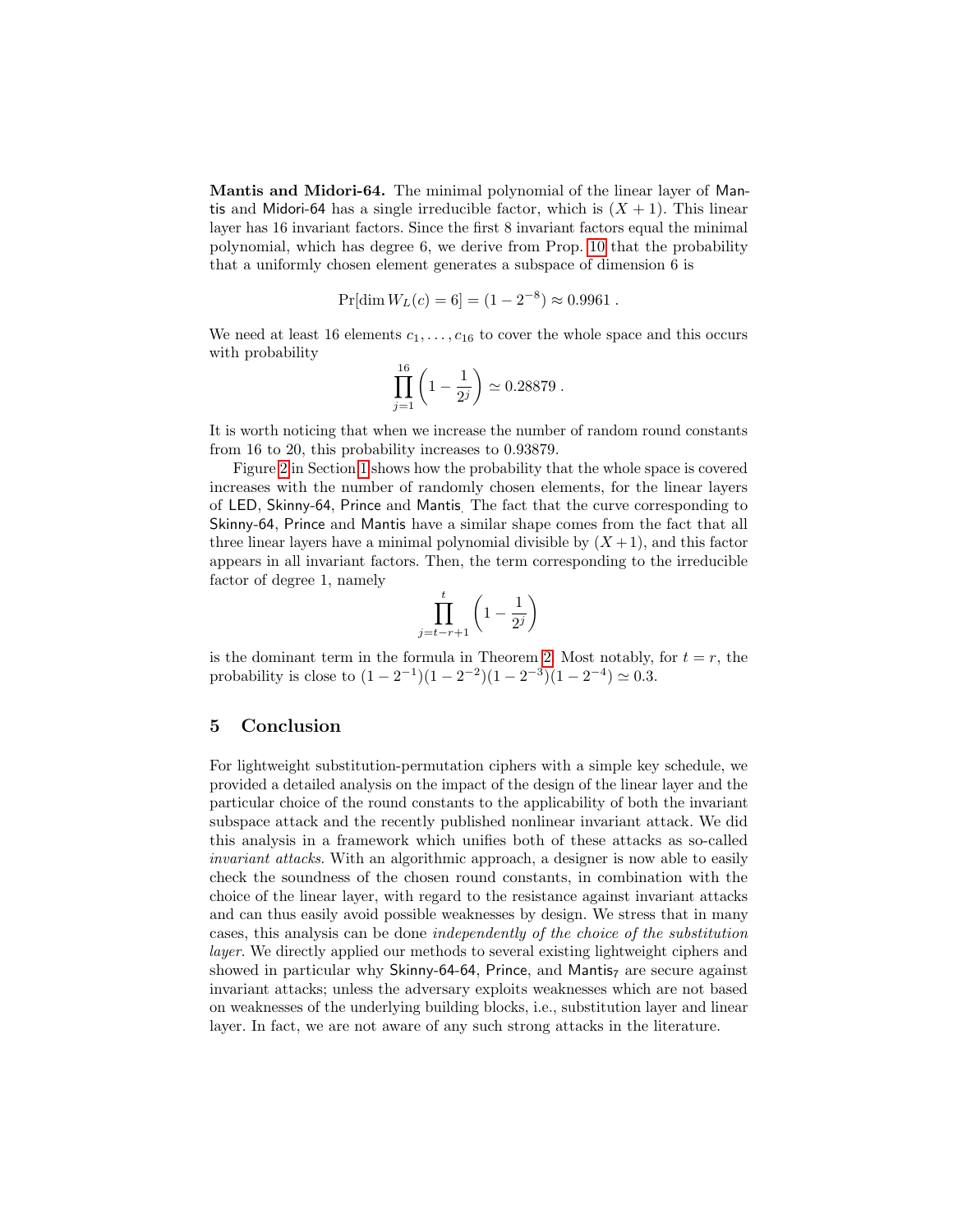**Mantis and Midori-64.** The minimal polynomial of the linear layer of Mantis and Midori-64 has a single irreducible factor, which is $(X + 1)$. This linear layer has 16 invariant factors. Since the first 8 invariant factors equal the minimal polynomial, which has degree 6, we derive from Prop. 10 that the probability that a uniformly chosen element generates a subspace of dimension 6 is

$$\Pr[\dim W_L(c) = 6] = (1 - 2^{-8}) \approx 0.9961 \ .$$

We need at least 16 elements $c_1, \ldots, c_{16}$ to cover the whole space and this occurs with probability

$$\prod_{j=1}^{16} \left(1 - \frac{1}{2^j}\right) \simeq 0.28879 \ .$$

It is worth noticing that when we increase the number of random round constants from 16 to 20, this probability increases to 0.93879.

Figure 2 in Section 1 shows how the probability that the whole space is covered increases with the number of randomly chosen elements, for the linear layers of LED, Skinny-64, Prince and Mantis. The fact that the curve corresponding to Skinny-64, Prince and Mantis have a similar shape comes from the fact that all three linear layers have a minimal polynomial divisible by $(X + 1)$, and this factor appears in all invariant factors. Then, the term corresponding to the irreducible factor of degree 1, namely

$$\prod_{j=t-r+1}^{t} \left(1 - \frac{1}{2^j}\right)$$

is the dominant term in the formula in Theorem 2. Most notably, for $t = r$, the probability is close to $(1 - 2^{-1})(1 - 2^{-2})(1 - 2^{-3})(1 - 2^{-4}) \simeq 0.3$.

## 5 Conclusion

For lightweight substitution-permutation ciphers with a simple key schedule, we provided a detailed analysis on the impact of the design of the linear layer and the particular choice of the round constants to the applicability of both the invariant subspace attack and the recently published nonlinear invariant attack. We did this analysis in a framework which unifies both of these attacks as so-called *invariant attacks*. With an algorithmic approach, a designer is now able to easily check the soundness of the chosen round constants, in combination with the choice of the linear layer, with regard to the resistance against invariant attacks and can thus easily avoid possible weaknesses by design. We stress that in many cases, this analysis can be done *independently of the choice of the substitution layer*. We directly applied our methods to several existing lightweight ciphers and showed in particular why Skinny-64-64, Prince, and $\text{Mantis}_7$ are secure against invariant attacks; unless the adversary exploits weaknesses which are not based on weaknesses of the underlying building blocks, i.e., substitution layer and linear layer. In fact, we are not aware of any such strong attacks in the literature.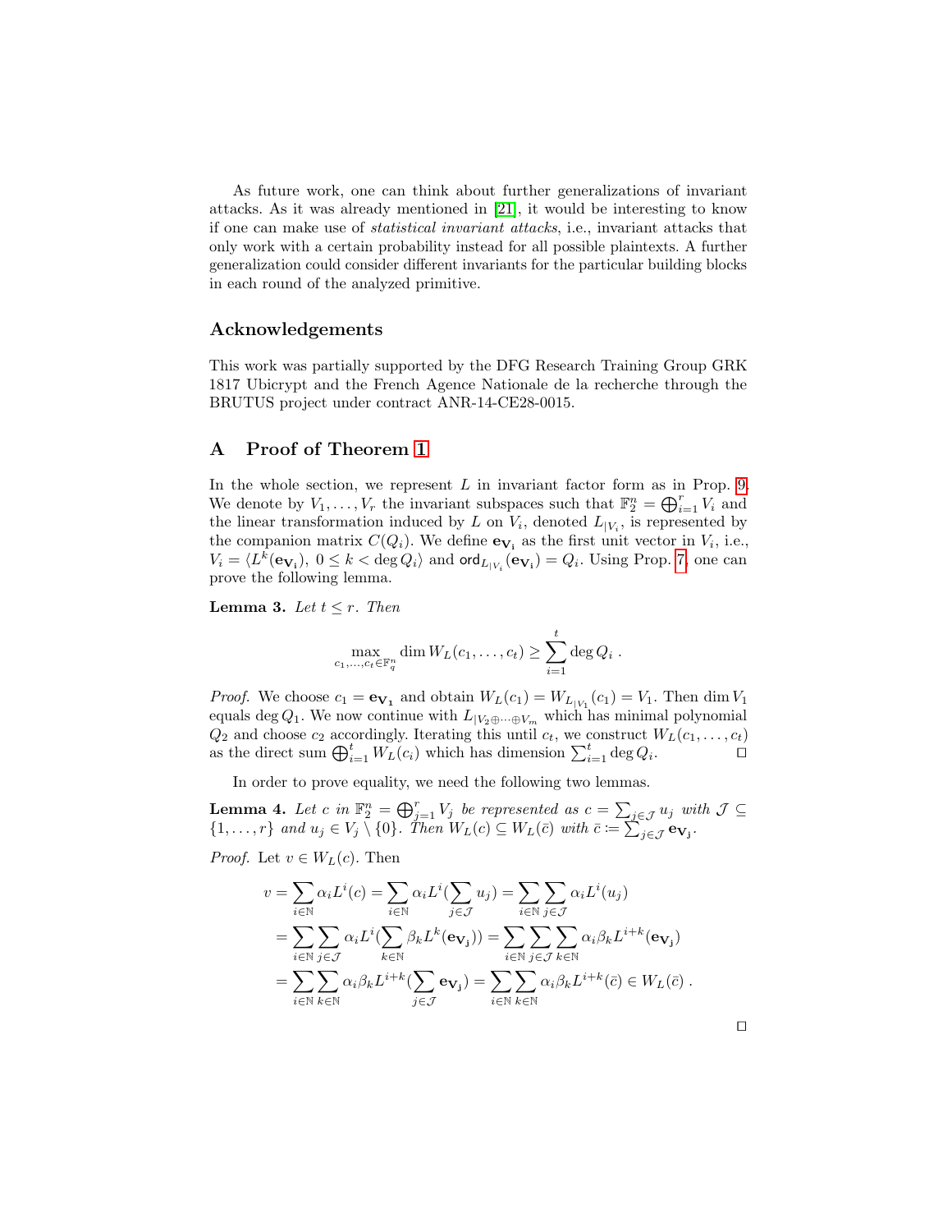As future work, one can think about further generalizations of invariant attacks. As it was already mentioned in [21], it would be interesting to know if one can make use of *statistical invariant attacks*, i.e., invariant attacks that only work with a certain probability instead for all possible plaintexts. A further generalization could consider different invariants for the particular building blocks in each round of the analyzed primitive.

## Acknowledgements

This work was partially supported by the DFG Research Training Group GRK 1817 Ubicrypt and the French Agence Nationale de la recherche through the BRUTUS project under contract ANR-14-CE28-0015.

## A Proof of Theorem 1

In the whole section, we represent $L$ in invariant factor form as in Prop. 9. We denote by $V_1, \ldots, V_r$ the invariant subspaces such that $\mathbb{F}_2^n = \bigoplus_{i=1}^r V_i$ and the linear transformation induced by $L$ on $V_i$, denoted $L_{|V_i}$, is represented by the companion matrix $C(Q_i)$. We define $\mathbf{e_{V_i}}$ as the first unit vector in $V_i$, i.e., $V_i = \langle L^k(\mathbf{e_{V_i}}),\ 0 \leq k < \deg Q_i \rangle$ and $\mathsf{ord}_{L_{|V_i}}(\mathbf{e_{V_i}}) = Q_i$. Using Prop. 7, one can prove the following lemma.

**Lemma 3.** *Let $t \leq r$. Then*

$$\max_{c_1,\ldots,c_t \in \mathbb{F}_q^n} \dim W_L(c_1,\ldots,c_t) \geq \sum_{i=1}^{t} \deg Q_i \ .$$

*Proof.* We choose $c_1 = \mathbf{e_{V_1}}$ and obtain $W_L(c_1) = W_{L_{|V_1}}(c_1) = V_1$. Then $\dim V_1$ equals $\deg Q_1$. We now continue with $L_{|V_2 \oplus \cdots \oplus V_m}$ which has minimal polynomial $Q_2$ and choose $c_2$ accordingly. Iterating this until $c_t$, we construct $W_L(c_1,\ldots,c_t)$ as the direct sum $\bigoplus_{i=1}^t W_L(c_i)$ which has dimension $\sum_{i=1}^t \deg Q_i$. ◻

In order to prove equality, we need the following two lemmas.

**Lemma 4.** *Let $c$ in $\mathbb{F}_2^n = \bigoplus_{j=1}^r V_j$ be represented as $c = \sum_{j \in \mathcal{J}} u_j$ with $\mathcal{J} \subseteq \{1,\ldots,r\}$ and $u_j \in V_j \setminus \{0\}$. Then $W_L(c) \subseteq W_L(\bar{c})$ with $\bar{c} := \sum_{j \in \mathcal{J}} \mathbf{e_{V_j}}$.*

*Proof.* Let $v \in W_L(c)$. Then

$$\begin{aligned}
v &= \sum_{i \in \mathbb{N}} \alpha_i L^i(c) = \sum_{i \in \mathbb{N}} \alpha_i L^i(\sum_{j \in \mathcal{J}} u_j) = \sum_{i \in \mathbb{N}} \sum_{j \in \mathcal{J}} \alpha_i L^i(u_j) \\
&= \sum_{i \in \mathbb{N}} \sum_{j \in \mathcal{J}} \alpha_i L^i(\sum_{k \in \mathbb{N}} \beta_k L^k(\mathbf{e_{V_j}})) = \sum_{i \in \mathbb{N}} \sum_{j \in \mathcal{J}} \sum_{k \in \mathbb{N}} \alpha_i \beta_k L^{i+k}(\mathbf{e_{V_j}}) \\
&= \sum_{i \in \mathbb{N}} \sum_{k \in \mathbb{N}} \alpha_i \beta_k L^{i+k}(\sum_{j \in \mathcal{J}} \mathbf{e_{V_j}}) = \sum_{i \in \mathbb{N}} \sum_{k \in \mathbb{N}} \alpha_i \beta_k L^{i+k}(\bar{c}) \in W_L(\bar{c}) \ .
\end{aligned}$$

◻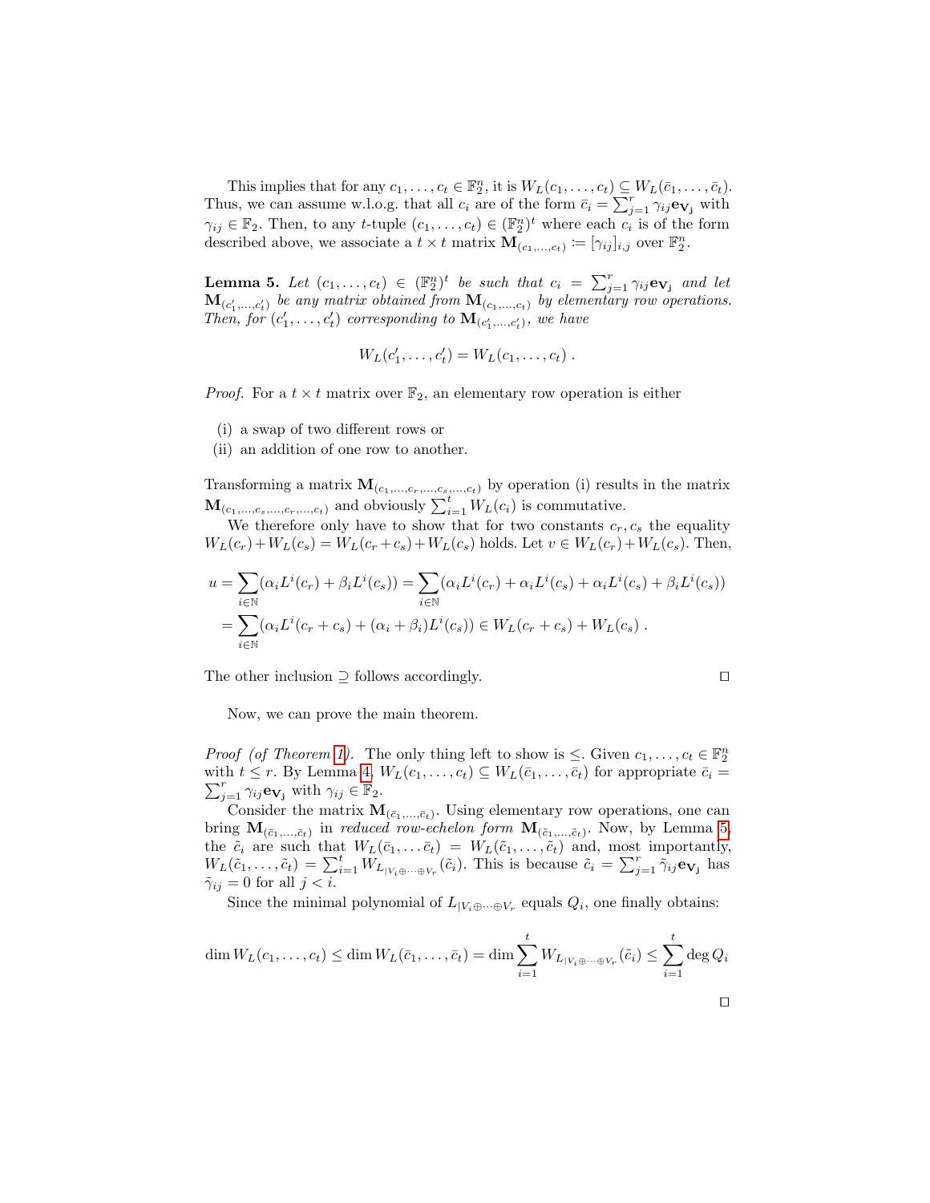This implies that for any $c_1, \ldots, c_t \in \mathbb{F}_2^n$, it is $W_L(c_1, \ldots, c_t) \subseteq W_L(\bar{c}_1, \ldots, \bar{c}_t)$. Thus, we can assume w.l.o.g. that all $c_i$ are of the form $\bar{c}_i = \sum_{j=1}^{r} \gamma_{ij} \mathbf{e}_{\mathbf{V_j}}$ with $\gamma_{ij} \in \mathbb{F}_2$. Then, to any $t$-tuple $(c_1, \ldots, c_t) \in (\mathbb{F}_2^n)^t$ where each $c_i$ is of the form described above, we associate a $t \times t$ matrix $\mathbf{M}_{(c_1,\ldots,c_t)} := [\gamma_{ij}]_{i,j}$ over $\mathbb{F}_2^n$.

**Lemma 5.** *Let $(c_1, \ldots, c_t) \in (\mathbb{F}_2^n)^t$ be such that $c_i = \sum_{j=1}^{r} \gamma_{ij} \mathbf{e}_{\mathbf{V_j}}$ and let $\mathbf{M}_{(c'_1,\ldots,c'_t)}$ be any matrix obtained from $\mathbf{M}_{(c_1,\ldots,c_t)}$ by elementary row operations. Then, for $(c'_1, \ldots, c'_t)$ corresponding to $\mathbf{M}_{(c'_1,\ldots,c'_t)}$, we have*

$$W_L(c'_1, \ldots, c'_t) = W_L(c_1, \ldots, c_t) \, .$$

*Proof.* For a $t \times t$ matrix over $\mathbb{F}_2$, an elementary row operation is either

(i) a swap of two different rows or
(ii) an addition of one row to another.

Transforming a matrix $\mathbf{M}_{(c_1,\ldots,c_r,\ldots,c_s,\ldots,c_t)}$ by operation (i) results in the matrix $\mathbf{M}_{(c_1,\ldots,c_s,\ldots,c_r,\ldots,c_t)}$ and obviously $\sum_{i=1}^{t} W_L(c_i)$ is commutative.

We therefore only have to show that for two constants $c_r, c_s$ the equality $W_L(c_r)+W_L(c_s) = W_L(c_r+c_s)+W_L(c_s)$ holds. Let $v \in W_L(c_r)+W_L(c_s)$. Then,

$$\begin{aligned}
u &= \sum_{i\in\mathbb{N}} (\alpha_i L^i(c_r) + \beta_i L^i(c_s)) = \sum_{i\in\mathbb{N}} (\alpha_i L^i(c_r) + \alpha_i L^i(c_s) + \alpha_i L^i(c_s) + \beta_i L^i(c_s)) \\
&= \sum_{i\in\mathbb{N}} (\alpha_i L^i(c_r + c_s) + (\alpha_i + \beta_i) L^i(c_s)) \in W_L(c_r + c_s) + W_L(c_s) \, .
\end{aligned}$$

The other inclusion $\supseteq$ follows accordingly. $\square$

Now, we can prove the main theorem.

*Proof (of Theorem 1).* The only thing left to show is $\leq$. Given $c_1, \ldots, c_t \in \mathbb{F}_2^n$ with $t \leq r$. By Lemma 4, $W_L(c_1, \ldots, c_t) \subseteq W_L(\bar{c}_1, \ldots, \bar{c}_t)$ for appropriate $\bar{c}_i = \sum_{j=1}^{r} \gamma_{ij} \mathbf{e}_{\mathbf{V_j}}$ with $\gamma_{ij} \in \mathbb{F}_2$.

Consider the matrix $\mathbf{M}_{(\bar{c}_1,\ldots,\bar{c}_t)}$. Using elementary row operations, one can bring $\mathbf{M}_{(\bar{c}_1,\ldots,\bar{c}_t)}$ in *reduced row-echelon form* $\mathbf{M}_{(\tilde{c}_1,\ldots,\tilde{c}_t)}$. Now, by Lemma 5, the $\tilde{c}_i$ are such that $W_L(\bar{c}_1, \ldots \bar{c}_t) = W_L(\tilde{c}_1, \ldots, \tilde{c}_t)$ and, most importantly, $W_L(\tilde{c}_1, \ldots, \tilde{c}_t) = \sum_{i=1}^{t} W_{L_{|V_i \oplus \cdots \oplus V_r}}(\tilde{c}_i)$. This is because $\tilde{c}_i = \sum_{j=1}^{r} \tilde{\gamma}_{ij} \mathbf{e}_{\mathbf{V_j}}$ has $\tilde{\gamma}_{ij} = 0$ for all $j < i$.

Since the minimal polynomial of $L_{|V_i \oplus \cdots \oplus V_r}$ equals $Q_i$, one finally obtains:

$$\dim W_L(c_1, \ldots, c_t) \leq \dim W_L(\bar{c}_1, \ldots, \bar{c}_t) = \dim \sum_{i=1}^{t} W_{L_{|V_i \oplus \cdots \oplus V_r}}(\tilde{c}_i) \leq \sum_{i=1}^{t} \deg Q_i$$

$\square$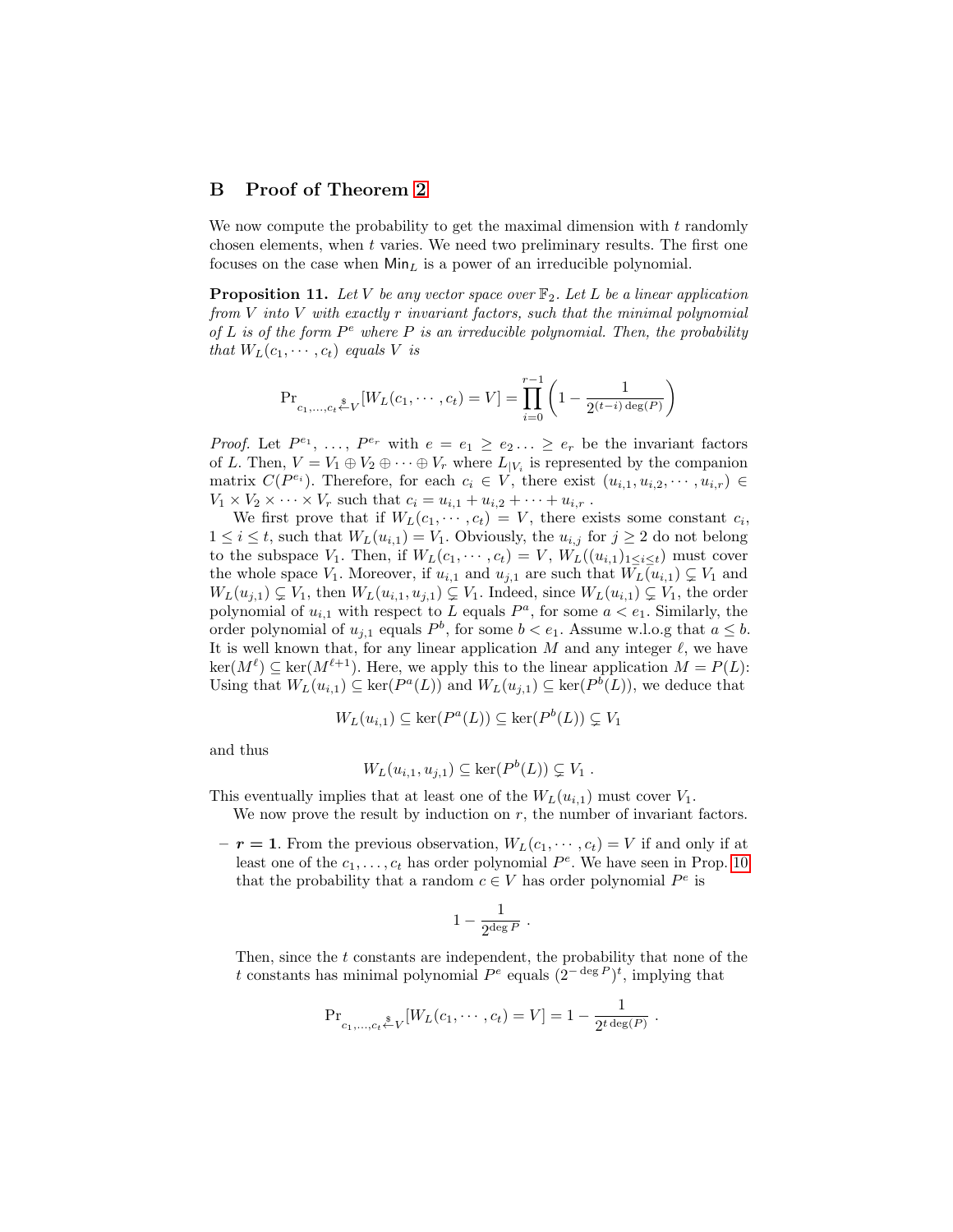## B Proof of Theorem 2

We now compute the probability to get the maximal dimension with $t$ randomly chosen elements, when $t$ varies. We need two preliminary results. The first one focuses on the case when $\mathsf{Min}_L$ is a power of an irreducible polynomial.

**Proposition 11.** *Let $V$ be any vector space over $\mathbb{F}_2$. Let $L$ be a linear application from $V$ into $V$ with exactly $r$ invariant factors, such that the minimal polynomial of $L$ is of the form $P^e$ where $P$ is an irreducible polynomial. Then, the probability that $W_L(c_1, \cdots, c_t)$ equals $V$ is*

$$\Pr_{c_1,\ldots,c_t \xleftarrow{\$} V}[W_L(c_1, \cdots, c_t) = V] = \prod_{i=0}^{r-1} \left(1 - \frac{1}{2^{(t-i)\deg(P)}}\right)$$

*Proof.* Let $P^{e_1}, \ldots, P^{e_r}$ with $e = e_1 \geq e_2 \ldots \geq e_r$ be the invariant factors of $L$. Then, $V = V_1 \oplus V_2 \oplus \cdots \oplus V_r$ where $L_{|V_i}$ is represented by the companion matrix $C(P^{e_i})$. Therefore, for each $c_i \in V$, there exist $(u_{i,1}, u_{i,2}, \cdots, u_{i,r}) \in V_1 \times V_2 \times \cdots \times V_r$ such that $c_i = u_{i,1} + u_{i,2} + \cdots + u_{i,r}$ .

We first prove that if $W_L(c_1, \cdots, c_t) = V$, there exists some constant $c_i$, $1 \leq i \leq t$, such that $W_L(u_{i,1}) = V_1$. Obviously, the $u_{i,j}$ for $j \geq 2$ do not belong to the subspace $V_1$. Then, if $W_L(c_1, \cdots, c_t) = V$, $W_L((u_{i,1})_{1 \leq i \leq t})$ must cover the whole space $V_1$. Moreover, if $u_{i,1}$ and $u_{j,1}$ are such that $W_L(u_{i,1}) \subsetneq V_1$ and $W_L(u_{j,1}) \subsetneq V_1$, then $W_L(u_{i,1}, u_{j,1}) \subsetneq V_1$. Indeed, since $W_L(u_{i,1}) \subsetneq V_1$, the order polynomial of $u_{i,1}$ with respect to $L$ equals $P^a$, for some $a < e_1$. Similarly, the order polynomial of $u_{j,1}$ equals $P^b$, for some $b < e_1$. Assume w.l.o.g that $a \leq b$. It is well known that, for any linear application $M$ and any integer $\ell$, we have $\ker(M^\ell) \subseteq \ker(M^{\ell+1})$. Here, we apply this to the linear application $M = P(L)$: Using that $W_L(u_{i,1}) \subseteq \ker(P^a(L))$ and $W_L(u_{j,1}) \subseteq \ker(P^b(L))$, we deduce that

$$W_L(u_{i,1}) \subseteq \ker(P^a(L)) \subseteq \ker(P^b(L)) \subsetneq V_1$$

and thus

$$W_L(u_{i,1}, u_{j,1}) \subseteq \ker(P^b(L)) \subsetneq V_1 \ .$$

This eventually implies that at least one of the $W_L(u_{i,1})$ must cover $V_1$.

We now prove the result by induction on $r$, the number of invariant factors.

– $\boldsymbol{r = 1}$. From the previous observation, $W_L(c_1, \cdots, c_t) = V$ if and only if at least one of the $c_1, \ldots, c_t$ has order polynomial $P^e$. We have seen in Prop. 10 that the probability that a random $c \in V$ has order polynomial $P^e$ is

$$1 - \frac{1}{2^{\deg P}} \ .$$

Then, since the $t$ constants are independent, the probability that none of the $t$ constants has minimal polynomial $P^e$ equals $(2^{-\deg P})^t$, implying that

$$\Pr_{c_1,\ldots,c_t \xleftarrow{\$} V}[W_L(c_1, \cdots, c_t) = V] = 1 - \frac{1}{2^{t\deg(P)}} \ .$$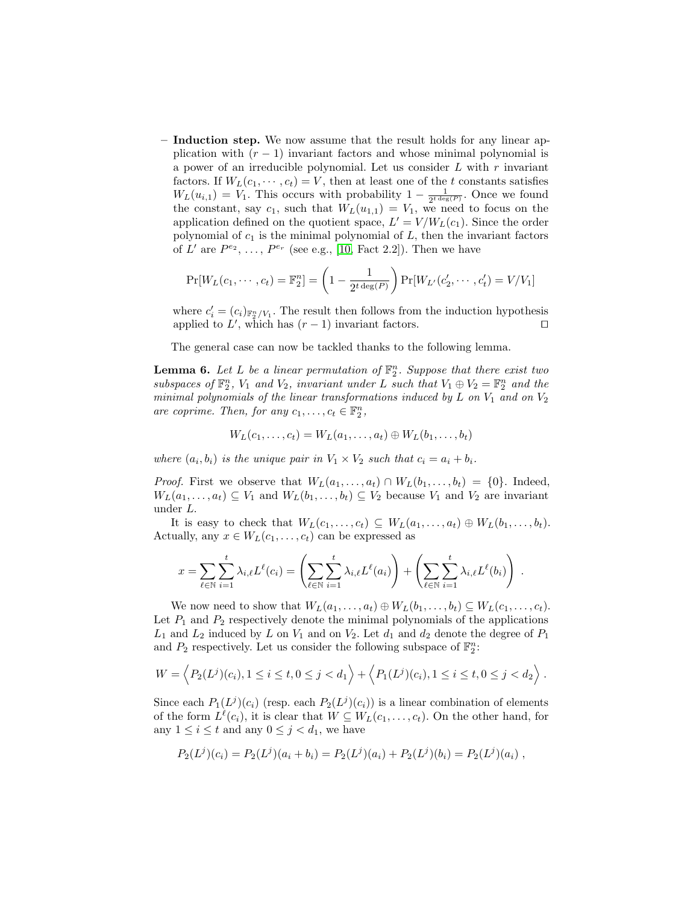– **Induction step.** We now assume that the result holds for any linear application with $(r-1)$ invariant factors and whose minimal polynomial is a power of an irreducible polynomial. Let us consider $L$ with $r$ invariant factors. If $W_L(c_1, \cdots, c_t) = V$, then at least one of the $t$ constants satisfies $W_L(u_{i,1}) = V_1$. This occurs with probability $1 - \frac{1}{2^{t \deg(P)}}$. Once we found the constant, say $c_1$, such that $W_L(u_{1,1}) = V_1$, we need to focus on the application defined on the quotient space, $L' = V/W_L(c_1)$. Since the order polynomial of $c_1$ is the minimal polynomial of $L$, then the invariant factors of $L'$ are $P^{e_2}, \ldots, P^{e_r}$ (see e.g., [10, Fact 2.2]). Then we have

$$\Pr[W_L(c_1, \cdots, c_t) = \mathbb{F}_2^n] = \left(1 - \frac{1}{2^{t \deg(P)}}\right) \Pr[W_{L'}(c_2', \cdots, c_t') = V/V_1]$$

where $c_i' = (c_i)_{\mathbb{F}_2^n/V_1}$. The result then follows from the induction hypothesis applied to $L'$, which has $(r-1)$ invariant factors. ◻

The general case can now be tackled thanks to the following lemma.

**Lemma 6.** *Let $L$ be a linear permutation of $\mathbb{F}_2^n$. Suppose that there exist two subspaces of $\mathbb{F}_2^n$, $V_1$ and $V_2$, invariant under $L$ such that $V_1 \oplus V_2 = \mathbb{F}_2^n$ and the minimal polynomials of the linear transformations induced by $L$ on $V_1$ and on $V_2$ are coprime. Then, for any $c_1, \ldots, c_t \in \mathbb{F}_2^n$,*

$$W_L(c_1, \ldots, c_t) = W_L(a_1, \ldots, a_t) \oplus W_L(b_1, \ldots, b_t)$$

*where $(a_i, b_i)$ is the unique pair in $V_1 \times V_2$ such that $c_i = a_i + b_i$.*

*Proof.* First we observe that $W_L(a_1, \ldots, a_t) \cap W_L(b_1, \ldots, b_t) = \{0\}$. Indeed, $W_L(a_1, \ldots, a_t) \subseteq V_1$ and $W_L(b_1, \ldots, b_t) \subseteq V_2$ because $V_1$ and $V_2$ are invariant under $L$.

It is easy to check that $W_L(c_1, \ldots, c_t) \subseteq W_L(a_1, \ldots, a_t) \oplus W_L(b_1, \ldots, b_t)$. Actually, any $x \in W_L(c_1, \ldots, c_t)$ can be expressed as

$$x = \sum_{\ell \in \mathbb{N}} \sum_{i=1}^{t} \lambda_{i,\ell} L^\ell(c_i) = \left(\sum_{\ell \in \mathbb{N}} \sum_{i=1}^{t} \lambda_{i,\ell} L^\ell(a_i)\right) + \left(\sum_{\ell \in \mathbb{N}} \sum_{i=1}^{t} \lambda_{i,\ell} L^\ell(b_i)\right) .$$

We now need to show that $W_L(a_1, \ldots, a_t) \oplus W_L(b_1, \ldots, b_t) \subseteq W_L(c_1, \ldots, c_t)$. Let $P_1$ and $P_2$ respectively denote the minimal polynomials of the applications $L_1$ and $L_2$ induced by $L$ on $V_1$ and on $V_2$. Let $d_1$ and $d_2$ denote the degree of $P_1$ and $P_2$ respectively. Let us consider the following subspace of $\mathbb{F}_2^n$:

$$W = \left\langle P_2(L^j)(c_i), 1 \leq i \leq t, 0 \leq j < d_1 \right\rangle + \left\langle P_1(L^j)(c_i), 1 \leq i \leq t, 0 \leq j < d_2 \right\rangle .$$

Since each $P_1(L^j)(c_i)$ (resp. each $P_2(L^j)(c_i)$) is a linear combination of elements of the form $L^\ell(c_i)$, it is clear that $W \subseteq W_L(c_1, \ldots, c_t)$. On the other hand, for any $1 \leq i \leq t$ and any $0 \leq j < d_1$, we have

$$P_2(L^j)(c_i) = P_2(L^j)(a_i + b_i) = P_2(L^j)(a_i) + P_2(L^j)(b_i) = P_2(L^j)(a_i) ,$$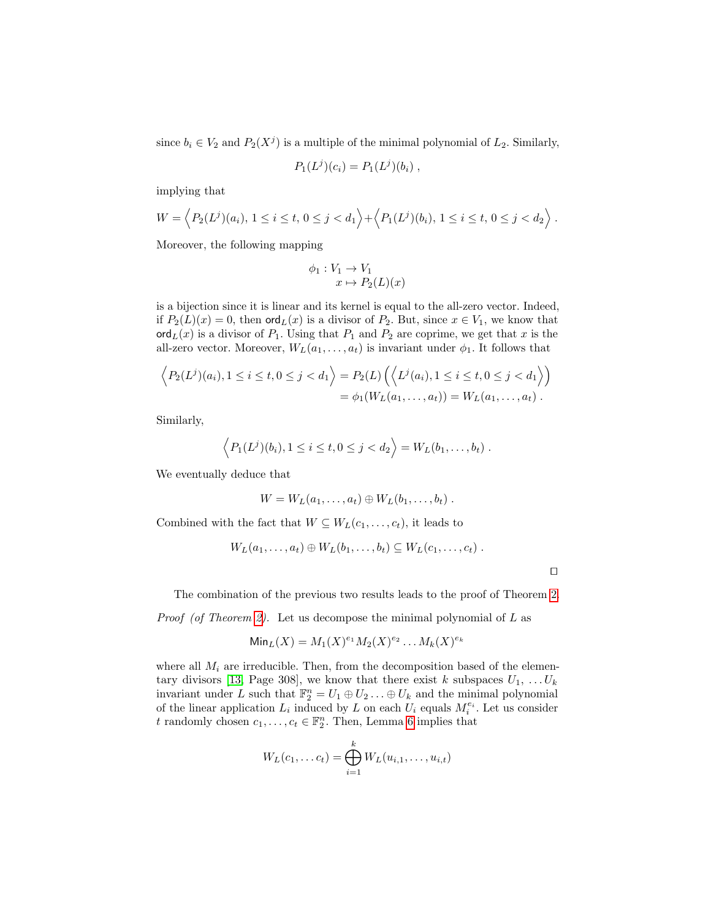since $b_i \in V_2$ and $P_2(X^j)$ is a multiple of the minimal polynomial of $L_2$. Similarly,

$$P_1(L^j)(c_i) = P_1(L^j)(b_i) \ ,$$

implying that

$$W = \left\langle P_2(L^j)(a_i),\, 1 \le i \le t,\, 0 \le j < d_1 \right\rangle + \left\langle P_1(L^j)(b_i),\, 1 \le i \le t,\, 0 \le j < d_2 \right\rangle .$$

Moreover, the following mapping

$$\begin{aligned} \phi_1 : V_1 &\to V_1 \\ x &\mapsto P_2(L)(x) \end{aligned}$$

is a bijection since it is linear and its kernel is equal to the all-zero vector. Indeed, if $P_2(L)(x) = 0$, then $\mathsf{ord}_L(x)$ is a divisor of $P_2$. But, since $x \in V_1$, we know that $\mathsf{ord}_L(x)$ is a divisor of $P_1$. Using that $P_1$ and $P_2$ are coprime, we get that $x$ is the all-zero vector. Moreover, $W_L(a_1, \ldots, a_t)$ is invariant under $\phi_1$. It follows that

$$\begin{aligned} \left\langle P_2(L^j)(a_i), 1 \le i \le t, 0 \le j < d_1 \right\rangle &= P_2(L)\left(\left\langle L^j(a_i), 1 \le i \le t, 0 \le j < d_1 \right\rangle\right) \\ &= \phi_1(W_L(a_1, \ldots, a_t)) = W_L(a_1, \ldots, a_t) \ . \end{aligned}$$

Similarly,

$$\left\langle P_1(L^j)(b_i), 1 \le i \le t, 0 \le j < d_2 \right\rangle = W_L(b_1, \ldots, b_t) \ .$$

We eventually deduce that

$$W = W_L(a_1, \ldots, a_t) \oplus W_L(b_1, \ldots, b_t) \ .$$

Combined with the fact that $W \subseteq W_L(c_1, \ldots, c_t)$, it leads to

$$W_L(a_1, \ldots, a_t) \oplus W_L(b_1, \ldots, b_t) \subseteq W_L(c_1, \ldots, c_t) \ .$$

□

The combination of the previous two results leads to the proof of Theorem 2.

*Proof (of Theorem 2).* Let us decompose the minimal polynomial of $L$ as

$$\mathsf{Min}_L(X) = M_1(X)^{e_1} M_2(X)^{e_2} \ldots M_k(X)^{e_k}$$

where all $M_i$ are irreducible. Then, from the decomposition based of the elementary divisors [13, Page 308], we know that there exist $k$ subspaces $U_1, \ldots U_k$ invariant under $L$ such that $\mathbb{F}_2^n = U_1 \oplus U_2 \ldots \oplus U_k$ and the minimal polynomial of the linear application $L_i$ induced by $L$ on each $U_i$ equals $M_i^{e_i}$. Let us consider $t$ randomly chosen $c_1, \ldots, c_t \in \mathbb{F}_2^n$. Then, Lemma 6 implies that

$$W_L(c_1, \ldots c_t) = \bigoplus_{i=1}^{k} W_L(u_{i,1}, \ldots, u_{i,t})$$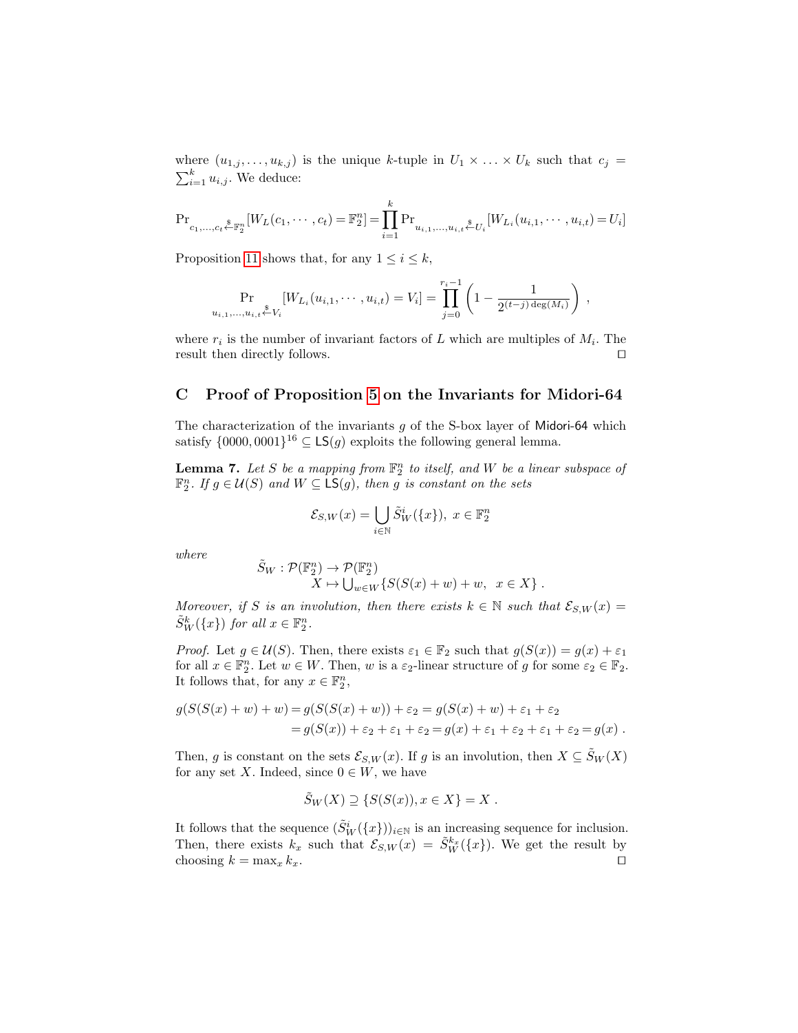where $(u_{1,j}, \ldots, u_{k,j})$ is the unique $k$-tuple in $U_1 \times \ldots \times U_k$ such that $c_j = \sum_{i=1}^{k} u_{i,j}$. We deduce:

$$\Pr_{c_1,\ldots,c_t \xleftarrow{\$} \mathbb{F}_2^n}[W_L(c_1, \cdots, c_t) = \mathbb{F}_2^n] = \prod_{i=1}^{k} \Pr_{u_{i,1},\ldots,u_{i,t} \xleftarrow{\$} U_i}[W_{L_i}(u_{i,1}, \cdots, u_{i,t}) = U_i]$$

Proposition 11 shows that, for any $1 \leq i \leq k$,

$$\Pr_{u_{i,1},\ldots,u_{i,t} \xleftarrow{\$} V_i}[W_{L_i}(u_{i,1}, \cdots, u_{i,t}) = V_i] = \prod_{j=0}^{r_i - 1} \left(1 - \frac{1}{2^{(t-j)\deg(M_i)}}\right) ,$$

where $r_i$ is the number of invariant factors of $L$ which are multiples of $M_i$. The result then directly follows. ◻

## C Proof of Proposition 5 on the Invariants for Midori-64

The characterization of the invariants $g$ of the S-box layer of Midori-64 which satisfy $\{0000, 0001\}^{16} \subseteq \mathsf{LS}(g)$ exploits the following general lemma.

**Lemma 7.** *Let $S$ be a mapping from $\mathbb{F}_2^n$ to itself, and $W$ be a linear subspace of $\mathbb{F}_2^n$. If $g \in \mathcal{U}(S)$ and $W \subseteq \mathsf{LS}(g)$, then $g$ is constant on the sets*

$$\mathcal{E}_{S,W}(x) = \bigcup_{i \in \mathbb{N}} \tilde{S}_W^i(\{x\}),\ x \in \mathbb{F}_2^n$$

*where*

$$\begin{aligned} \tilde{S}_W : \mathcal{P}(\mathbb{F}_2^n) &\to \mathcal{P}(\mathbb{F}_2^n) \\ X &\mapsto \bigcup_{w \in W} \{S(S(x) + w) + w,\ \ x \in X\} . \end{aligned}$$

*Moreover, if $S$ is an involution, then there exists $k \in \mathbb{N}$ such that $\mathcal{E}_{S,W}(x) = \tilde{S}_W^k(\{x\})$ for all $x \in \mathbb{F}_2^n$.*

*Proof.* Let $g \in \mathcal{U}(S)$. Then, there exists $\varepsilon_1 \in \mathbb{F}_2$ such that $g(S(x)) = g(x) + \varepsilon_1$ for all $x \in \mathbb{F}_2^n$. Let $w \in W$. Then, $w$ is a $\varepsilon_2$-linear structure of $g$ for some $\varepsilon_2 \in \mathbb{F}_2$. It follows that, for any $x \in \mathbb{F}_2^n$,

$$\begin{aligned} g(S(S(x) + w) + w) &= g(S(S(x) + w)) + \varepsilon_2 = g(S(x) + w) + \varepsilon_1 + \varepsilon_2 \\ &= g(S(x)) + \varepsilon_2 + \varepsilon_1 + \varepsilon_2 = g(x) + \varepsilon_1 + \varepsilon_2 + \varepsilon_1 + \varepsilon_2 = g(x) . \end{aligned}$$

Then, $g$ is constant on the sets $\mathcal{E}_{S,W}(x)$. If $g$ is an involution, then $X \subseteq \tilde{S}_W(X)$ for any set $X$. Indeed, since $0 \in W$, we have

$$\tilde{S}_W(X) \supseteq \{S(S(x)), x \in X\} = X .$$

It follows that the sequence $(\tilde{S}_W^i(\{x\}))_{i \in \mathbb{N}}$ is an increasing sequence for inclusion. Then, there exists $k_x$ such that $\mathcal{E}_{S,W}(x) = \tilde{S}_W^{k_x}(\{x\})$. We get the result by choosing $k = \max_x k_x$. ◻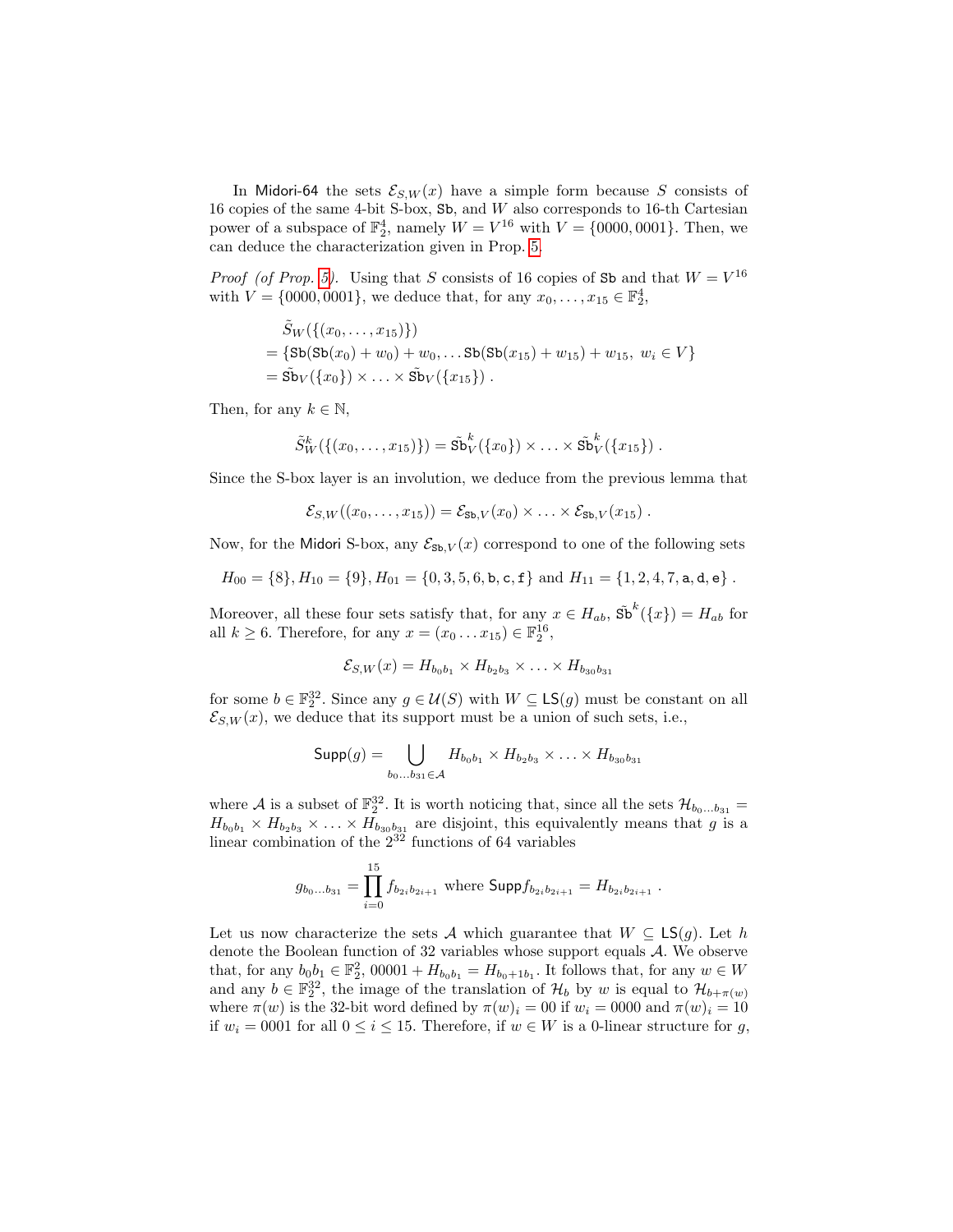In Midori-64 the sets $\mathcal{E}_{S,W}(x)$ have a simple form because $S$ consists of 16 copies of the same 4-bit S-box, $\mathtt{Sb}$, and $W$ also corresponds to 16-th Cartesian power of a subspace of $\mathbb{F}_2^4$, namely $W = V^{16}$ with $V = \{0000, 0001\}$. Then, we can deduce the characterization given in Prop. 5.

*Proof (of Prop. 5).* Using that $S$ consists of 16 copies of $\mathtt{Sb}$ and that $W = V^{16}$ with $V = \{0000, 0001\}$, we deduce that, for any $x_0, \ldots, x_{15} \in \mathbb{F}_2^4$,

$$
\begin{aligned}
&\tilde{S}_W(\{(x_0, \ldots, x_{15})\}) \\
&= \{\mathtt{Sb}(\mathtt{Sb}(x_0) + w_0) + w_0, \ldots \mathtt{Sb}(\mathtt{Sb}(x_{15}) + w_{15}) + w_{15},\ w_i \in V\} \\
&= \tilde{\mathtt{Sb}}_V(\{x_0\}) \times \ldots \times \tilde{\mathtt{Sb}}_V(\{x_{15}\}) \ .
\end{aligned}
$$

Then, for any $k \in \mathbb{N}$,

$$
\tilde{S}_W^k(\{(x_0, \ldots, x_{15})\}) = \tilde{\mathtt{Sb}}_V^k(\{x_0\}) \times \ldots \times \tilde{\mathtt{Sb}}_V^k(\{x_{15}\}) \ .
$$

Since the S-box layer is an involution, we deduce from the previous lemma that

$$
\mathcal{E}_{S,W}((x_0, \ldots, x_{15})) = \mathcal{E}_{\mathtt{Sb},V}(x_0) \times \ldots \times \mathcal{E}_{\mathtt{Sb},V}(x_{15}) \ .
$$

Now, for the Midori S-box, any $\mathcal{E}_{\mathtt{Sb},V}(x)$ correspond to one of the following sets

$$
H_{00} = \{8\}, H_{10} = \{9\}, H_{01} = \{0, 3, 5, 6, \mathtt{b}, \mathtt{c}, \mathtt{f}\} \text{ and } H_{11} = \{1, 2, 4, 7, \mathtt{a}, \mathtt{d}, \mathtt{e}\} \ .
$$

Moreover, all these four sets satisfy that, for any $x \in H_{ab}$, $\tilde{\mathtt{Sb}}^k(\{x\}) = H_{ab}$ for all $k \geq 6$. Therefore, for any $x = (x_0 \ldots x_{15}) \in \mathbb{F}_2^{16}$,

$$
\mathcal{E}_{S,W}(x) = H_{b_0 b_1} \times H_{b_2 b_3} \times \ldots \times H_{b_{30} b_{31}}
$$

for some $b \in \mathbb{F}_2^{32}$. Since any $g \in \mathcal{U}(S)$ with $W \subseteq \mathsf{LS}(g)$ must be constant on all $\mathcal{E}_{S,W}(x)$, we deduce that its support must be a union of such sets, i.e.,

$$
\mathsf{Supp}(g) = \bigcup_{b_0 \ldots b_{31} \in \mathcal{A}} H_{b_0 b_1} \times H_{b_2 b_3} \times \ldots \times H_{b_{30} b_{31}}
$$

where $\mathcal{A}$ is a subset of $\mathbb{F}_2^{32}$. It is worth noticing that, since all the sets $\mathcal{H}_{b_0 \ldots b_{31}} = H_{b_0 b_1} \times H_{b_2 b_3} \times \ldots \times H_{b_{30} b_{31}}$ are disjoint, this equivalently means that $g$ is a linear combination of the $2^{32}$ functions of 64 variables

$$
g_{b_0 \ldots b_{31}} = \prod_{i=0}^{15} f_{b_{2i} b_{2i+1}} \text{ where } \mathsf{Supp} f_{b_{2i} b_{2i+1}} = H_{b_{2i} b_{2i+1}} \ .
$$

Let us now characterize the sets $\mathcal{A}$ which guarantee that $W \subseteq \mathsf{LS}(g)$. Let $h$ denote the Boolean function of 32 variables whose support equals $\mathcal{A}$. We observe that, for any $b_0 b_1 \in \mathbb{F}_2^2$, $00001 + H_{b_0 b_1} = H_{b_0 + 1 b_1}$. It follows that, for any $w \in W$ and any $b \in \mathbb{F}_2^{32}$, the image of the translation of $\mathcal{H}_b$ by $w$ is equal to $\mathcal{H}_{b + \pi(w)}$ where $\pi(w)$ is the 32-bit word defined by $\pi(w)_i = 00$ if $w_i = 0000$ and $\pi(w)_i = 10$ if $w_i = 0001$ for all $0 \leq i \leq 15$. Therefore, if $w \in W$ is a 0-linear structure for $g$,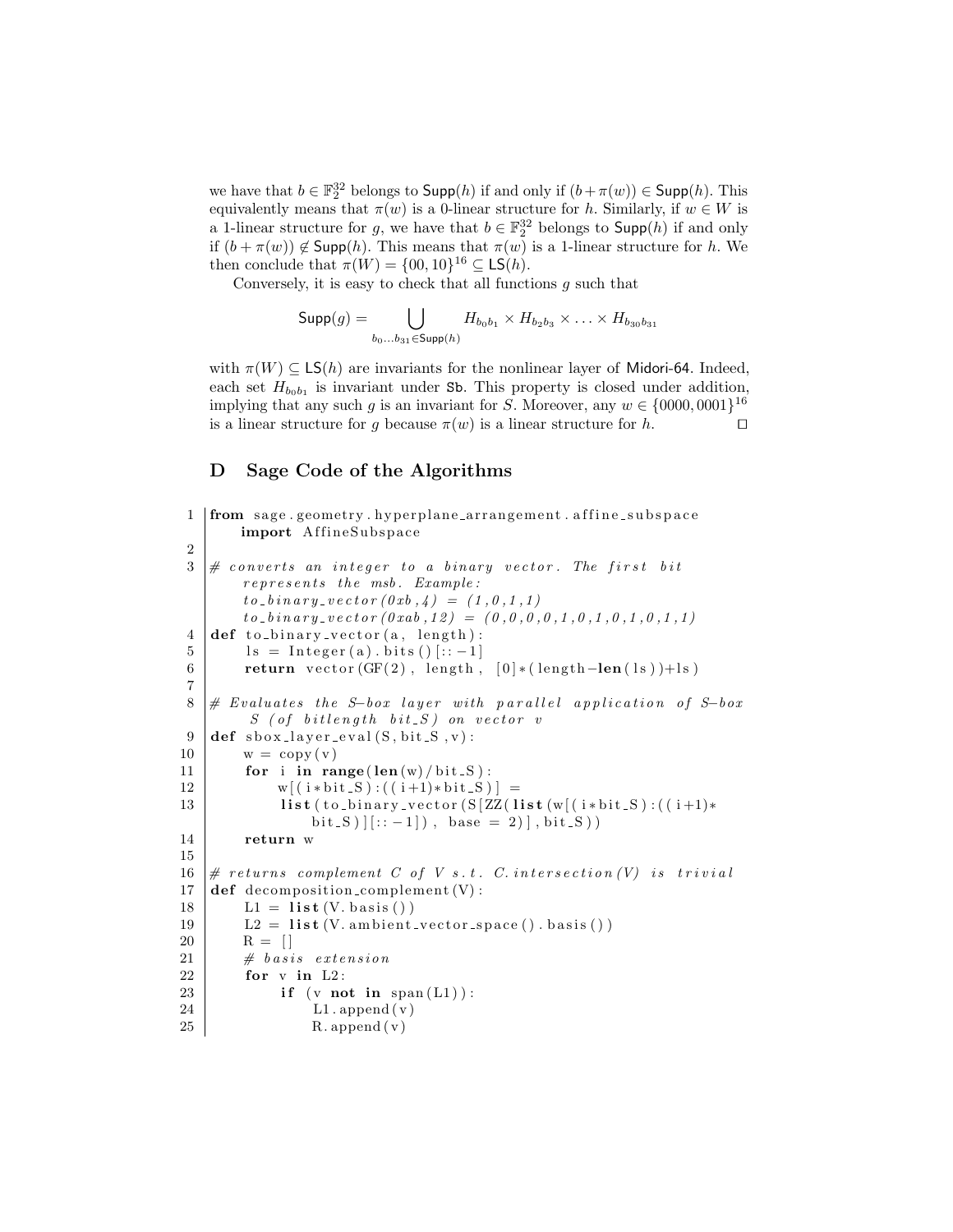we have that $b \in \mathbb{F}_2^{32}$ belongs to $\mathsf{Supp}(h)$ if and only if $(b+\pi(w)) \in \mathsf{Supp}(h)$. This equivalently means that $\pi(w)$ is a 0-linear structure for $h$. Similarly, if $w \in W$ is a 1-linear structure for $g$, we have that $b \in \mathbb{F}_2^{32}$ belongs to $\mathsf{Supp}(h)$ if and only if $(b + \pi(w)) \notin \mathsf{Supp}(h)$. This means that $\pi(w)$ is a 1-linear structure for $h$. We then conclude that $\pi(W) = \{00, 10\}^{16} \subseteq \mathsf{LS}(h)$.

Conversely, it is easy to check that all functions $g$ such that

$$\mathsf{Supp}(g) = \bigcup_{b_0 \ldots b_{31} \in \mathsf{Supp}(h)} H_{b_0 b_1} \times H_{b_2 b_3} \times \ldots \times H_{b_{30} b_{31}}$$

with $\pi(W) \subseteq \mathsf{LS}(h)$ are invariants for the nonlinear layer of Midori-64. Indeed, each set $H_{b_0 b_1}$ is invariant under Sb. This property is closed under addition, implying that any such $g$ is an invariant for $S$. Moreover, any $w \in \{0000, 0001\}^{16}$ is a linear structure for $g$ because $\pi(w)$ is a linear structure for $h$. □

## D Sage Code of the Algorithms

```
from sage.geometry.hyperplane_arrangement.affine_subspace
    import AffineSubspace

# converts an integer to a binary vector. The first bit
    represents the msb. Example:
    to_binary_vector(0xb,4) = (1,0,1,1)
    to_binary_vector(0xab,12) = (0,0,0,0,1,0,1,0,1,0,1,1)
def to_binary_vector(a, length):
    ls = Integer(a).bits()[::-1]
    return vector(GF(2), length, [0]*(length-len(ls))+ls)

# Evaluates the S-box layer with parallel application of S-box
    S (of bitlength bit_S) on vector v
def sbox_layer_eval(S,bit_S,v):
    w = copy(v)
    for i in range(len(w)/bit_S):
        w[(i*bit_S):((i+1)*bit_S)] =
        list(to_binary_vector(S[ZZ(list(w[(i*bit_S):((i+1)*
            bit_S)][::-1]), base = 2)],bit_S))
    return w

# returns complement C of V s.t. C.intersection(V) is trivial
def decomposition_complement(V):
    L1 = list(V.basis())
    L2 = list(V.ambient_vector_space().basis())
    R = []
    # basis extension
    for v in L2:
        if (v not in span(L1)):
            L1.append(v)
            R.append(v)
```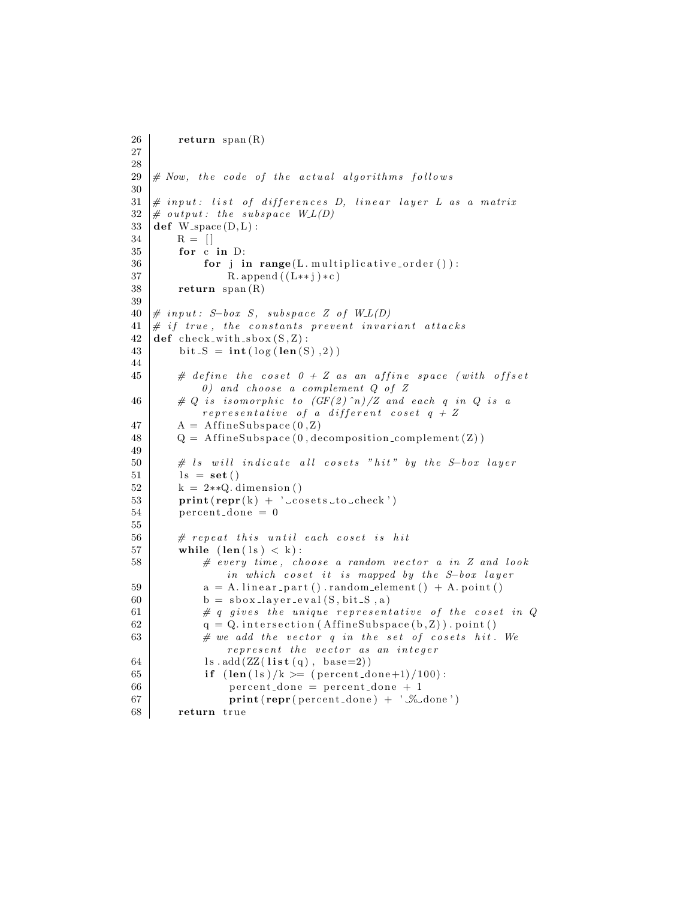```
26      return span(R)
27
28
29  # Now, the code of the actual algorithms follows
30
31  # input: list of differences D, linear layer L as a matrix
32  # output: the subspace W_L(D)
33  def W_space(D,L):
34      R = []
35      for c in D:
36          for j in range(L.multiplicative_order()):
37              R.append((L**j)*c)
38      return span(R)
39
40  # input: S-box S, subspace Z of W_L(D)
41  # if true, the constants prevent invariant attacks
42  def check_with_sbox(S,Z):
43      bit_S = int(log(len(S),2))
44
45      # define the coset 0 + Z as an affine space (with offset
            0) and choose a complement Q of Z
46      # Q is isomorphic to (GF(2)^n)/Z and each q in Q is a
            representative of a different coset q + Z
47      A = AffineSubspace(0,Z)
48      Q = AffineSubspace(0,decomposition_complement(Z))
49
50      # ls will indicate all cosets "hit" by the S-box layer
51      ls = set()
52      k = 2**Q.dimension()
53      print(repr(k) + ' cosets to check')
54      percent_done = 0
55
56      # repeat this until each coset is hit
57      while (len(ls) < k):
58          # every time, choose a random vector a in Z and look
                in which coset it is mapped by the S-box layer
59          a = A.linear_part().random_element() + A.point()
60          b = sbox_layer_eval(S,bit_S,a)
61          # q gives the unique representative of the coset in Q
62          q = Q.intersection(AffineSubspace(b,Z)).point()
63          # we add the vector q in the set of cosets hit. We
                represent the vector as an integer
64          ls.add(ZZ(list(q), base=2))
65          if (len(ls)/k >= (percent_done+1)/100):
66              percent_done = percent_done + 1
67              print(repr(percent_done) + ' % done')
68      return true
```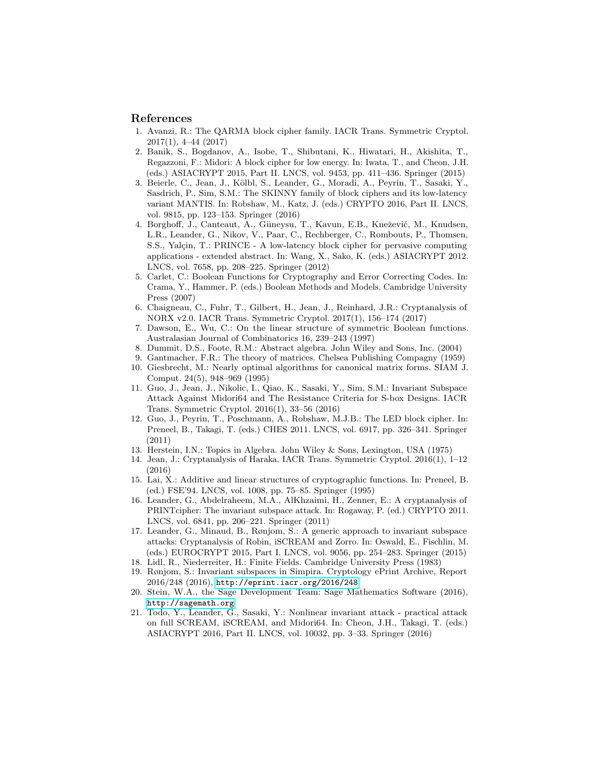## References

1. Avanzi, R.: The QARMA block cipher family. IACR Trans. Symmetric Cryptol. 2017(1), 4–44 (2017)
2. Banik, S., Bogdanov, A., Isobe, T., Shibutani, K., Hiwatari, H., Akishita, T., Regazzoni, F.: Midori: A block cipher for low energy. In: Iwata, T., and Cheon, J.H. (eds.) ASIACRYPT 2015, Part II. LNCS, vol. 9453, pp. 411–436. Springer (2015)
3. Beierle, C., Jean, J., Kölbl, S., Leander, G., Moradi, A., Peyrin, T., Sasaki, Y., Sasdrich, P., Sim, S.M.: The SKINNY family of block ciphers and its low-latency variant MANTIS. In: Robshaw, M., Katz, J. (eds.) CRYPTO 2016, Part II. LNCS, vol. 9815, pp. 123–153. Springer (2016)
4. Borghoff, J., Canteaut, A., Güneysu, T., Kavun, E.B., Knežević, M., Knudsen, L.R., Leander, G., Nikov, V., Paar, C., Rechberger, C., Rombouts, P., Thomsen, S.S., Yalçin, T.: PRINCE - A low-latency block cipher for pervasive computing applications - extended abstract. In: Wang, X., Sako, K. (eds.) ASIACRYPT 2012. LNCS, vol. 7658, pp. 208–225. Springer (2012)
5. Carlet, C.: Boolean Functions for Cryptography and Error Correcting Codes. In: Crama, Y., Hammer, P. (eds.) Boolean Methods and Models. Cambridge University Press (2007)
6. Chaigneau, C., Fuhr, T., Gilbert, H., Jean, J., Reinhard, J.R.: Cryptanalysis of NORX v2.0. IACR Trans. Symmetric Cryptol. 2017(1), 156–174 (2017)
7. Dawson, E., Wu, C.: On the linear structure of symmetric Boolean functions. Australasian Journal of Combinatorics 16, 239–243 (1997)
8. Dummit, D.S., Foote, R.M.: Abstract algebra. John Wiley and Sons, Inc. (2004)
9. Gantmacher, F.R.: The theory of matrices. Chelsea Publishing Compagny (1959)
10. Giesbrecht, M.: Nearly optimal algorithms for canonical matrix forms. SIAM J. Comput. 24(5), 948–969 (1995)
11. Guo, J., Jean, J., Nikolic, I., Qiao, K., Sasaki, Y., Sim, S.M.: Invariant Subspace Attack Against Midori64 and The Resistance Criteria for S-box Designs. IACR Trans. Symmetric Cryptol. 2016(1), 33–56 (2016)
12. Guo, J., Peyrin, T., Poschmann, A., Robshaw, M.J.B.: The LED block cipher. In: Preneel, B., Takagi, T. (eds.) CHES 2011. LNCS, vol. 6917, pp. 326–341. Springer (2011)
13. Herstein, I.N.: Topics in Algebra. John Wiley & Sons, Lexington, USA (1975)
14. Jean, J.: Cryptanalysis of Haraka. IACR Trans. Symmetric Cryptol. 2016(1), 1–12 (2016)
15. Lai, X.: Additive and linear structures of cryptographic functions. In: Preneel, B. (ed.) FSE'94. LNCS, vol. 1008, pp. 75–85. Springer (1995)
16. Leander, G., Abdelraheem, M.A., AlKhzaimi, H., Zenner, E.: A cryptanalysis of PRINTcipher: The invariant subspace attack. In: Rogaway, P. (ed.) CRYPTO 2011. LNCS, vol. 6841, pp. 206–221. Springer (2011)
17. Leander, G., Minaud, B., Rønjom, S.: A generic approach to invariant subspace attacks: Cryptanalysis of Robin, iSCREAM and Zorro. In: Oswald, E., Fischlin, M. (eds.) EUROCRYPT 2015, Part I. LNCS, vol. 9056, pp. 254–283. Springer (2015)
18. Lidl, R., Niederreiter, H.: Finite Fields. Cambridge University Press (1983)
19. Rønjom, S.: Invariant subspaces in Simpira. Cryptology ePrint Archive, Report 2016/248 (2016), http://eprint.iacr.org/2016/248
20. Stein, W.A., the Sage Development Team: Sage Mathematics Software (2016), http://sagemath.org
21. Todo, Y., Leander, G., Sasaki, Y.: Nonlinear invariant attack - practical attack on full SCREAM, iSCREAM, and Midori64. In: Cheon, J.H., Takagi, T. (eds.) ASIACRYPT 2016, Part II. LNCS, vol. 10032, pp. 3–33. Springer (2016)